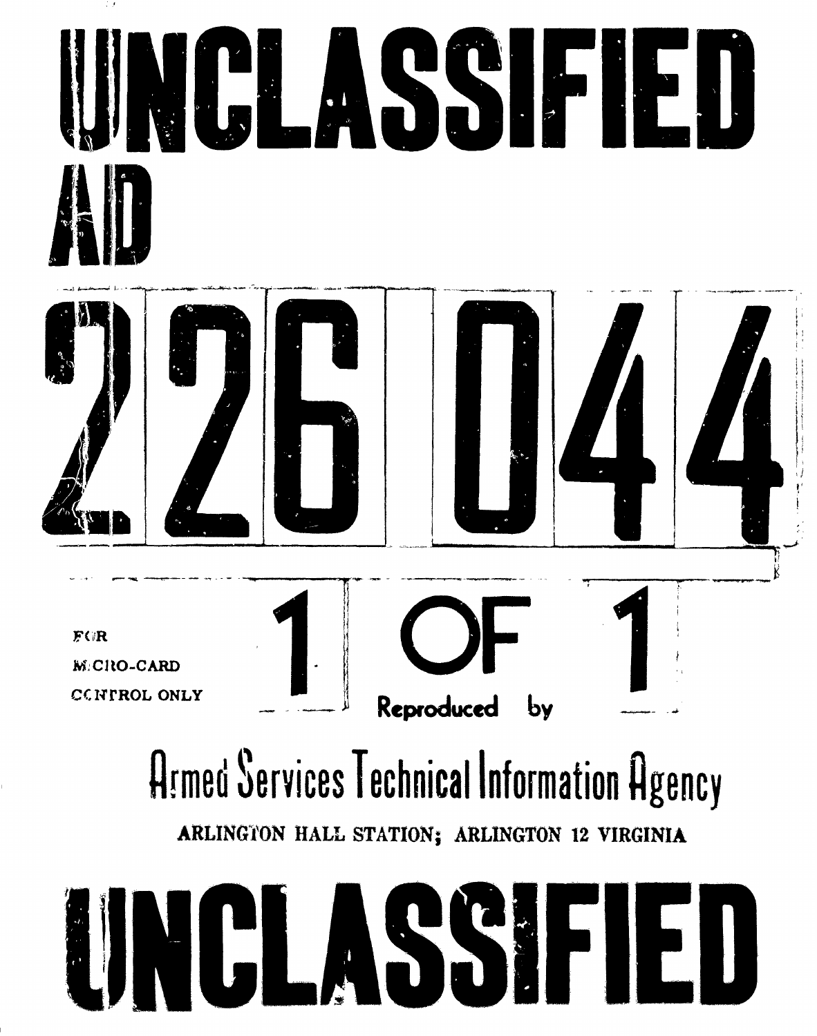# UNCLASSIFIED

# AD 226 044

FOR MICRO-CARD CONTROL ONLY

1 OF 1

Reproduced by

## Armed Services Technical Information Agency

ARLINGTON HALL STATION; ARLINGTON 12 VIRGINIA

# UNCLASSIFIED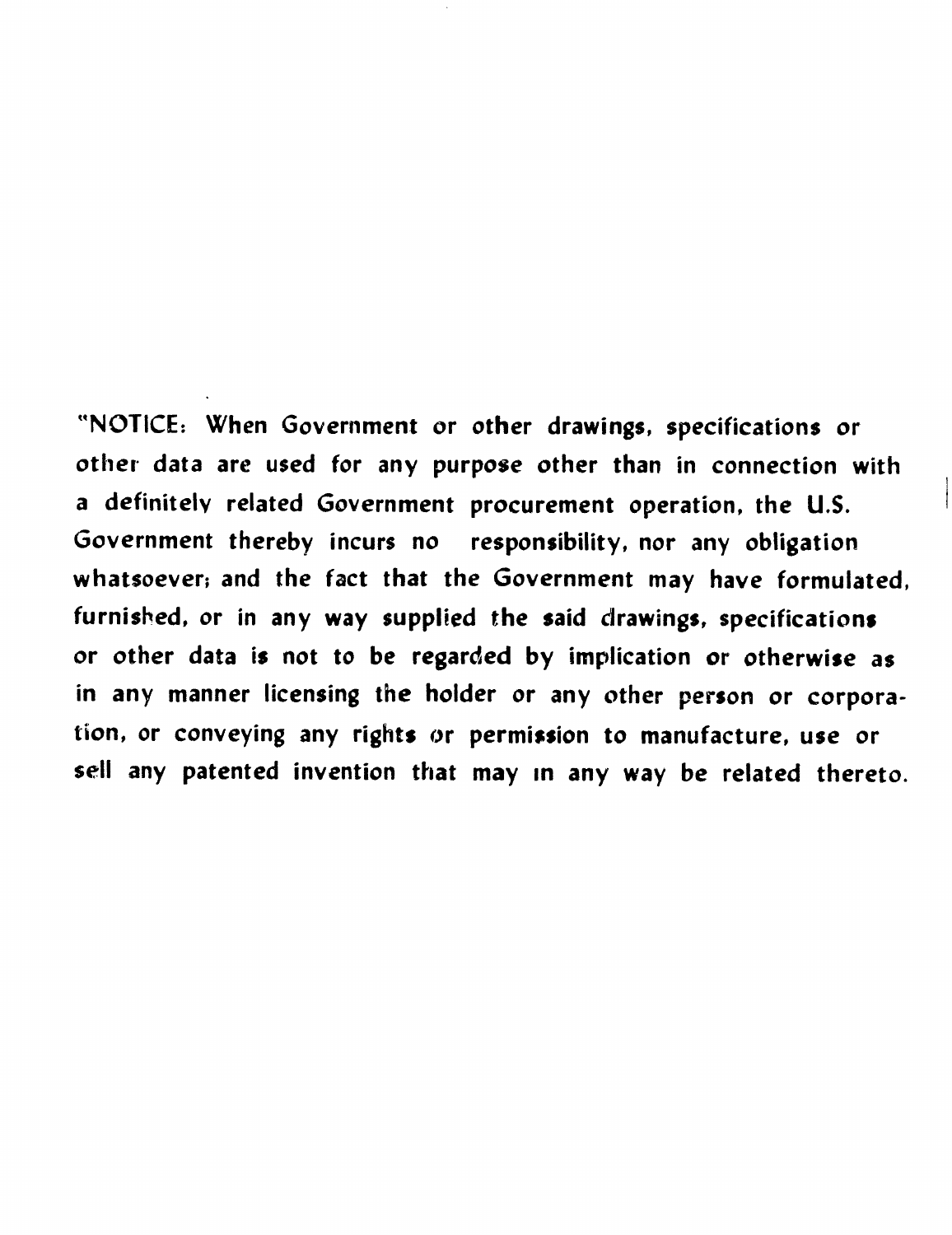"NOTICE: When Government or other drawings, specifications or other data are used for any purpose other than in connection with a definitely related Government procurement operation, the U.S. Government thereby incurs no responsibility, nor any obligation whatsoever; and the fact that the Government may have formulated, furnished, or in any way supplied the said drawings, specifications or other data is not to be regarded by implication or otherwise as in any manner licensing the holder or any other person or corporation, or conveying any rights or permission to manufacture, use or sell any patented invention that may in any way be related thereto.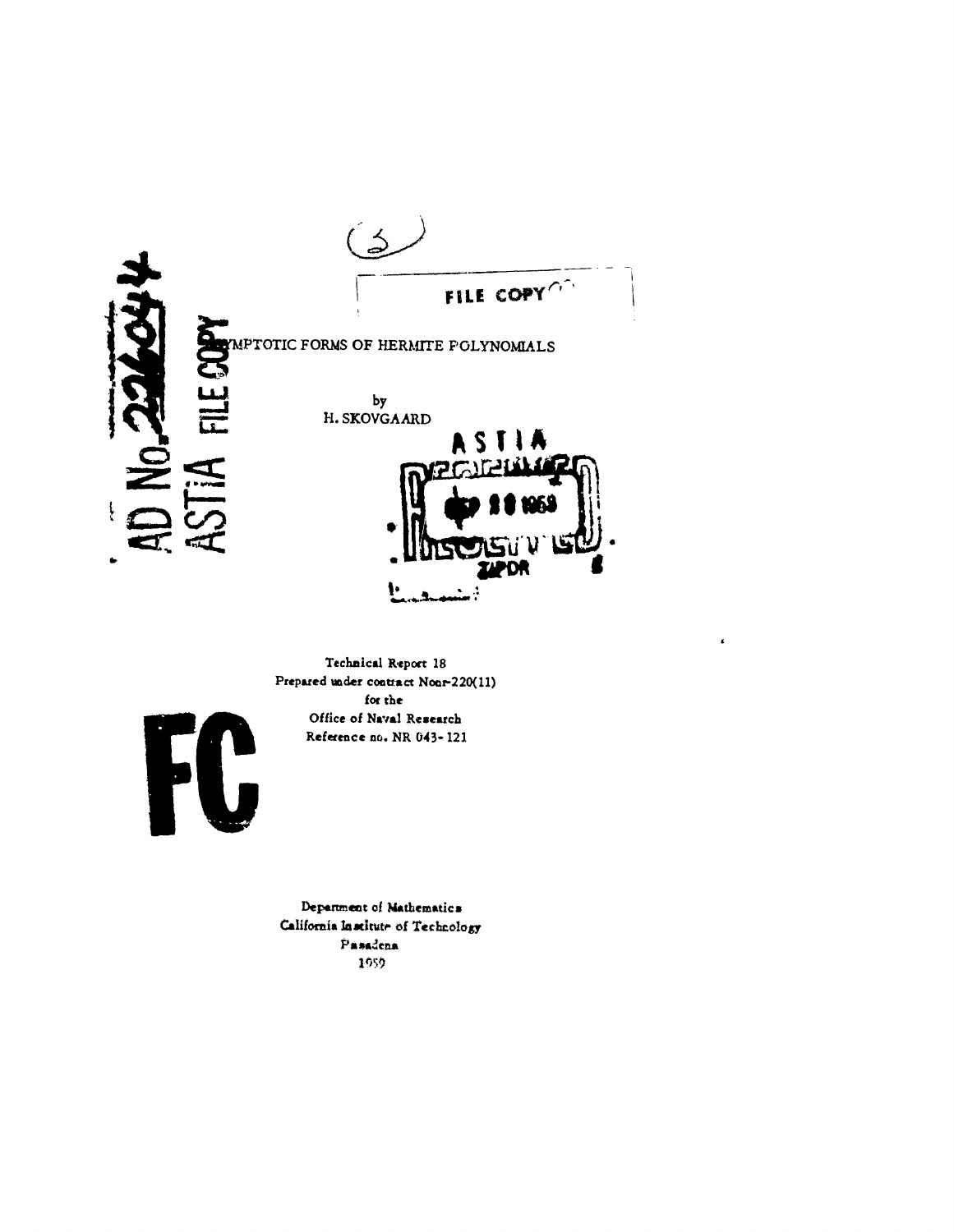FILE COPY

AD No. 226044

ASTIA FILE COPY

# ASYMPTOTIC FORMS OF HERMITE POLYNOMIALS

by

H. SKOVGAARD

Technical Report 18
Prepared under contract Nonr-220(11)
for the
Office of Naval Research
Reference no. NR 043-121

Department of Mathematics
California Institute of Technology
Pasadena
1959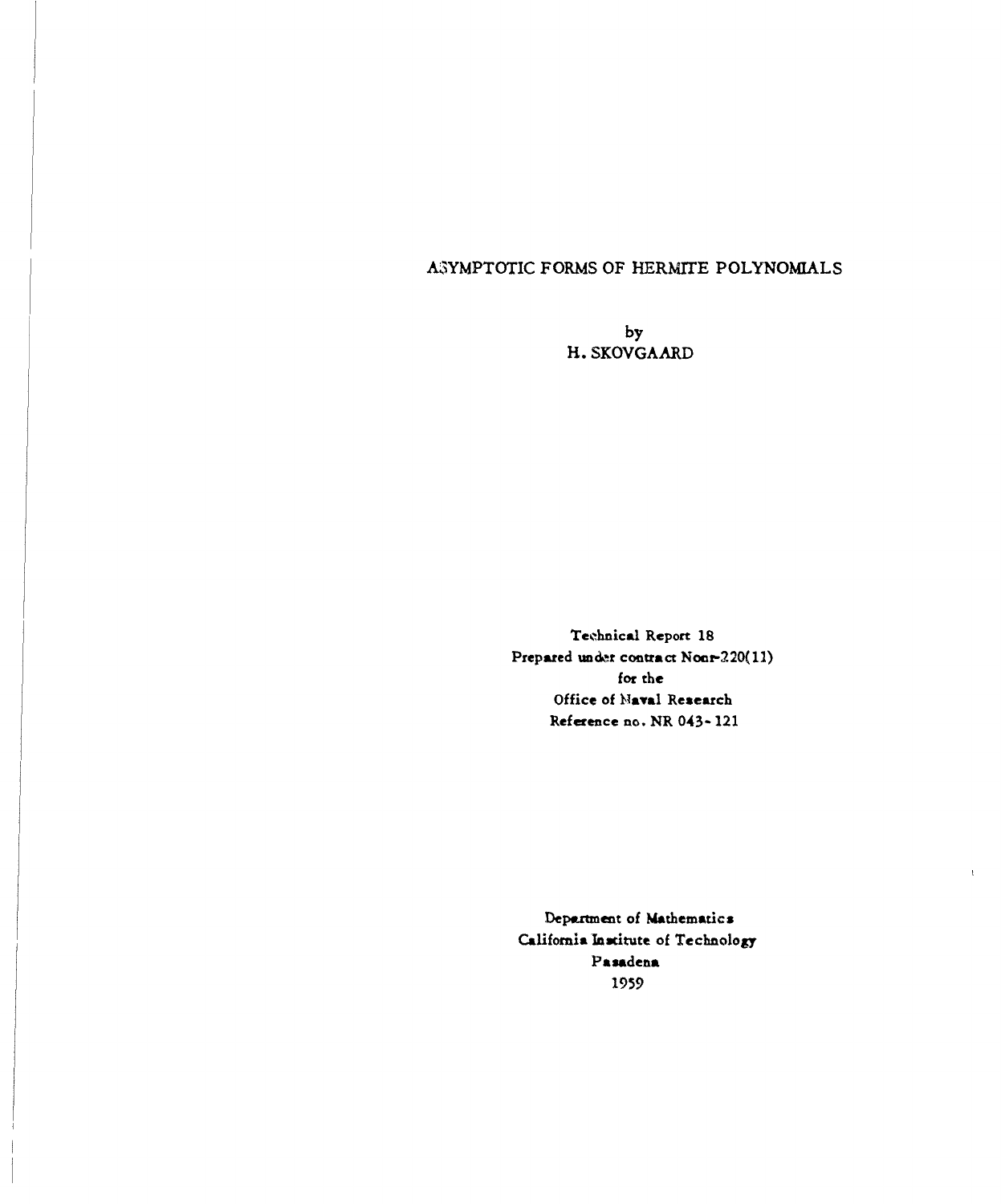# ASYMPTOTIC FORMS OF HERMITE POLYNOMIALS

by
H. SKOVGAARD

Technical Report 18
Prepared under contract Nonr-220(11)
for the
Office of Naval Research
Reference no. NR 043-121

Department of Mathematics
California Institute of Technology
Pasadena
1959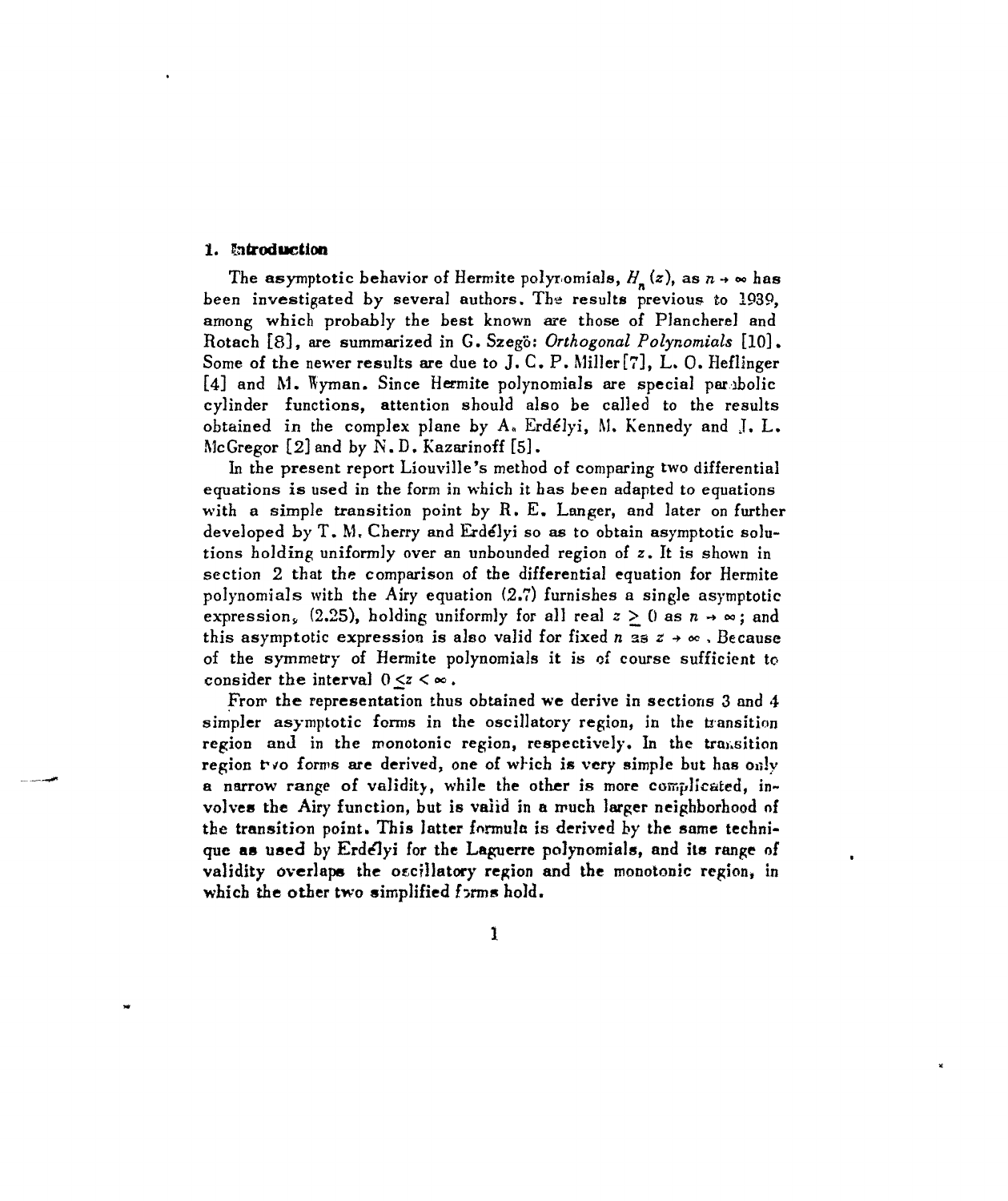## 1. Introduction

The asymptotic behavior of Hermite polynomials, $H_n(z)$, as $n \to \infty$ has been investigated by several authors. The results previous to 1939, among which probably the best known are those of Plancherel and Rotach [8], are summarized in G. Szegö: *Orthogonal Polynomials* [10]. Some of the newer results are due to J. C. P. Miller [7], L. O. Heflinger [4] and M. Wyman. Since Hermite polynomials are special parabolic cylinder functions, attention should also be called to the results obtained in the complex plane by A. Erdélyi, M. Kennedy and J. L. McGregor [2] and by N. D. Kazarinoff [5].

In the present report Liouville's method of comparing two differential equations is used in the form in which it has been adapted to equations with a simple transition point by R. E. Langer, and later on further developed by T. M. Cherry and Erdélyi so as to obtain asymptotic solutions holding uniformly over an unbounded region of $z$. It is shown in section 2 that the comparison of the differential equation for Hermite polynomials with the Airy equation (2.7) furnishes a single asymptotic expression, (2.25), holding uniformly for all real $z \geq 0$ as $n \to \infty$; and this asymptotic expression is also valid for fixed $n$ as $z \to \infty$. Because of the symmetry of Hermite polynomials it is of course sufficient to consider the interval $0 \leq z < \infty$.

From the representation thus obtained we derive in sections 3 and 4 simpler asymptotic forms in the oscillatory region, in the transition region and in the monotonic region, respectively. In the transition region two forms are derived, one of which is very simple but has only a narrow range of validity, while the other is more complicated, involves the Airy function, but is valid in a much larger neighborhood of the transition point. This latter formula is derived by the same technique as used by Erdélyi for the Laguerre polynomials, and its range of validity overlaps the oscillatory region and the monotonic region, in which the other two simplified forms hold.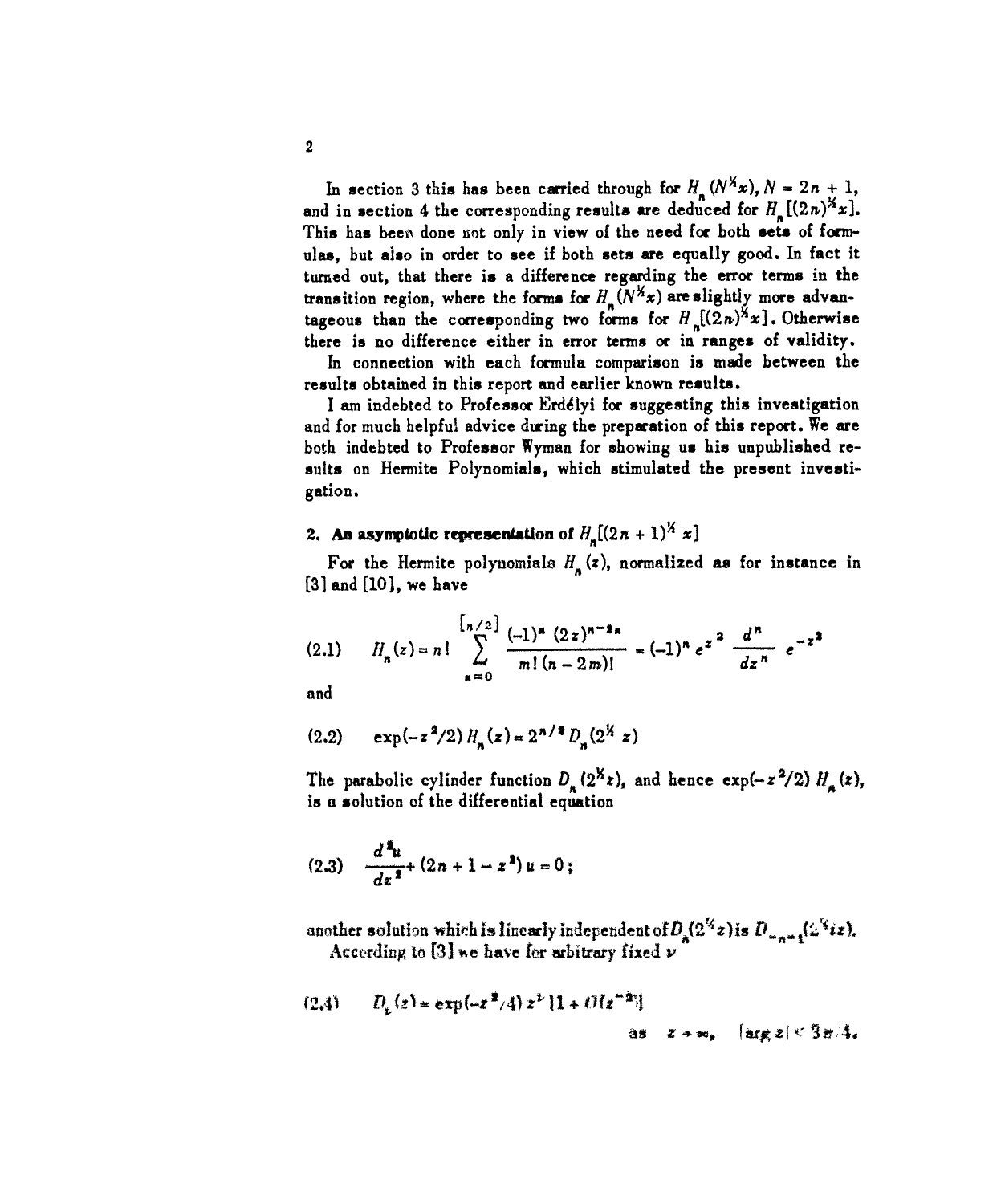In section 3 this has been carried through for $H_n(N^{1/2}x)$, $N = 2n+1$, and in section 4 the corresponding results are deduced for $H_n[(2n)^{1/2}x]$. This has been done not only in view of the need for both sets of formulas, but also in order to see if both sets are equally good. In fact it turned out, that there is a difference regarding the error terms in the transition region, where the forms for $H_n(N^{1/2}x)$ are slightly more advantageous than the corresponding two forms for $H_n[(2n)^{1/2}x]$. Otherwise there is no difference either in error terms or in ranges of validity.

In connection with each formula comparison is made between the results obtained in this report and earlier known results.

I am indebted to Professor Erdélyi for suggesting this investigation and for much helpful advice during the preparation of this report. We are both indebted to Professor Wyman for showing us his unpublished results on Hermite Polynomials, which stimulated the present investigation.

## 2. An asymptotic representation of $H_n[(2n+1)^{1/2}x]$

For the Hermite polynomials $H_n(z)$, normalized as for instance in [3] and [10], we have

$$(2.1) \qquad H_n(z) = n! \sum_{m=0}^{[n/2]} \frac{(-1)^m (2z)^{n-2m}}{m!\,(n-2m)!} = (-1)^n e^{z^2} \frac{d^n}{dz^n} e^{-z^2}$$

and

$$(2.2) \qquad \exp(-z^2/2)\, H_n(z) = 2^{n/2} D_n(2^{1/2} z)$$

The parabolic cylinder function $D_n(2^{1/2}z)$, and hence $\exp(-z^2/2)\, H_n(z)$, is a solution of the differential equation

$$(2.3) \qquad \frac{d^2u}{dz^2} + (2n+1-z^2)\,u = 0\,;$$

another solution which is linearly independent of $D_n(2^{1/2}z)$ is $D_{-n-1}(2^{1/2}iz)$.

According to [3] we have for arbitrary fixed $\nu$

$$(2.4) \qquad D_\nu(z) = \exp(-z^2/4)\, z^\nu\, [1 + O(z^{-2})]$$

$$\text{as} \quad z \to \infty, \quad |\arg z| < 3\pi/4.$$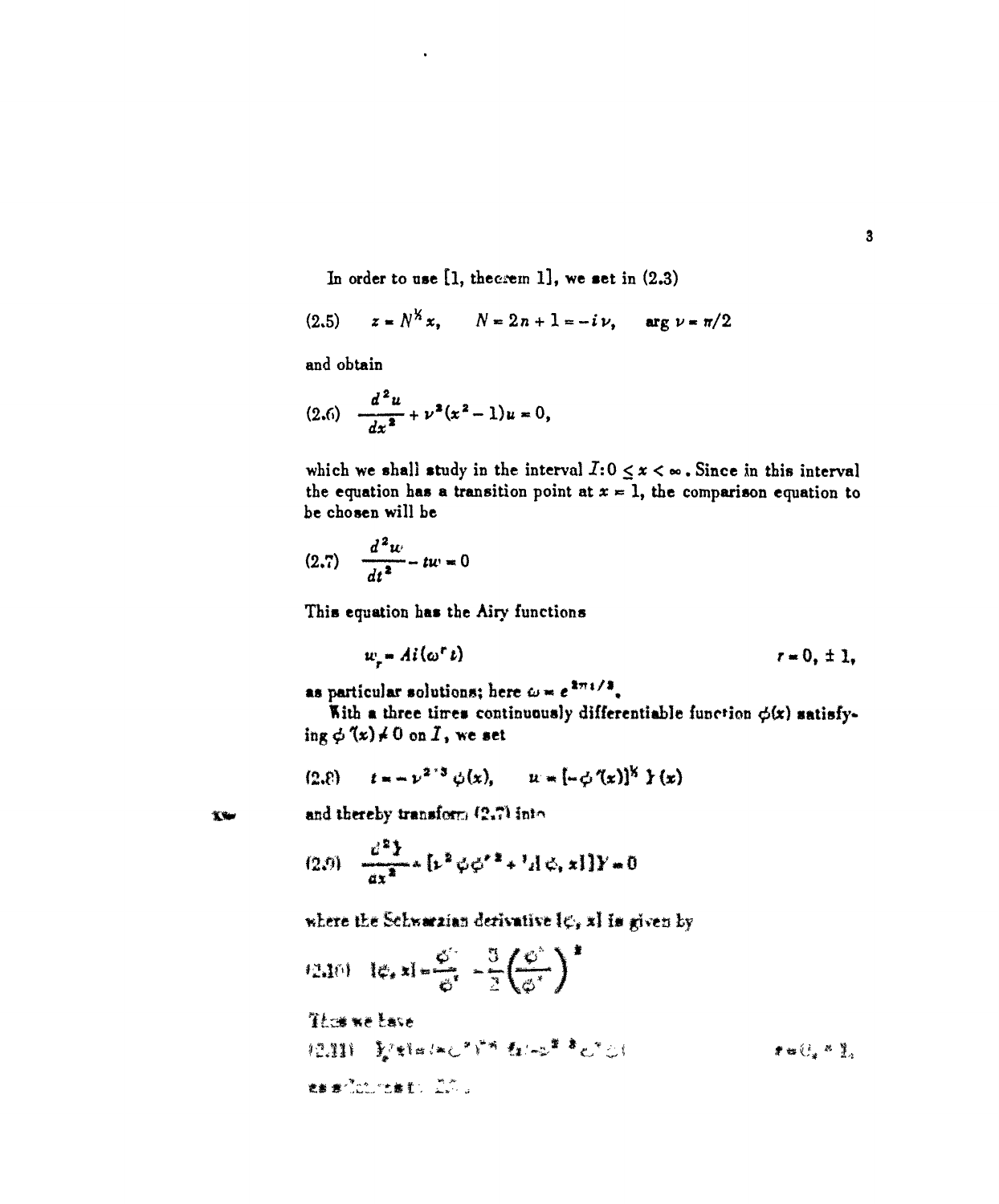In order to use [1, theorem 1], we set in (2.3)

$$(2.5) \qquad z = N^{1/2} x, \qquad N = 2n + 1 = -i\nu, \qquad \arg \nu = \pi/2$$

and obtain

$$(2.6) \qquad \frac{d^2 u}{dx^2} + \nu^2 (x^2 - 1) u = 0,$$

which we shall study in the interval $I: 0 \leq x < \infty$. Since in this interval the equation has a transition point at $x = 1$, the comparison equation to be chosen will be

$$(2.7) \qquad \frac{d^2 w}{dt^2} - tw = 0$$

This equation has the Airy functions

$$w_r = Ai(\omega^r t) \qquad\qquad r = 0, \pm 1,$$

as particular solutions; here $\omega = e^{2\pi i/3}$.

With a three times continuously differentiable function $\phi(x)$ satisfying $\phi'(x) \neq 0$ on $I$, we set

$$(2.8) \qquad t = -\nu^{2/3} \phi(x), \qquad u = [-\phi'(x)]^{1/2} Y(x)$$

and thereby transform (2.7) into

$$(2.9) \qquad \frac{d^2 Y}{dx^2} + [\nu^2 \phi \phi'^2 + \tfrac{1}{2}\{\phi, x\}] Y = 0$$

where the Schwarzian derivative $\{\phi, x\}$ is given by

$$(2.10) \qquad \{\phi, x\} = \frac{\phi'''}{\phi'} - \frac{3}{2}\left(\frac{\phi''}{\phi'}\right)^2$$

Thus we have

$$(2.11) \qquad Y_r(x) = (-\phi')^{-1/2} Ai(-\nu^{2/3} \omega^r \phi) \qquad\qquad r = 0, \pm 1,$$

as solutions to (2.9).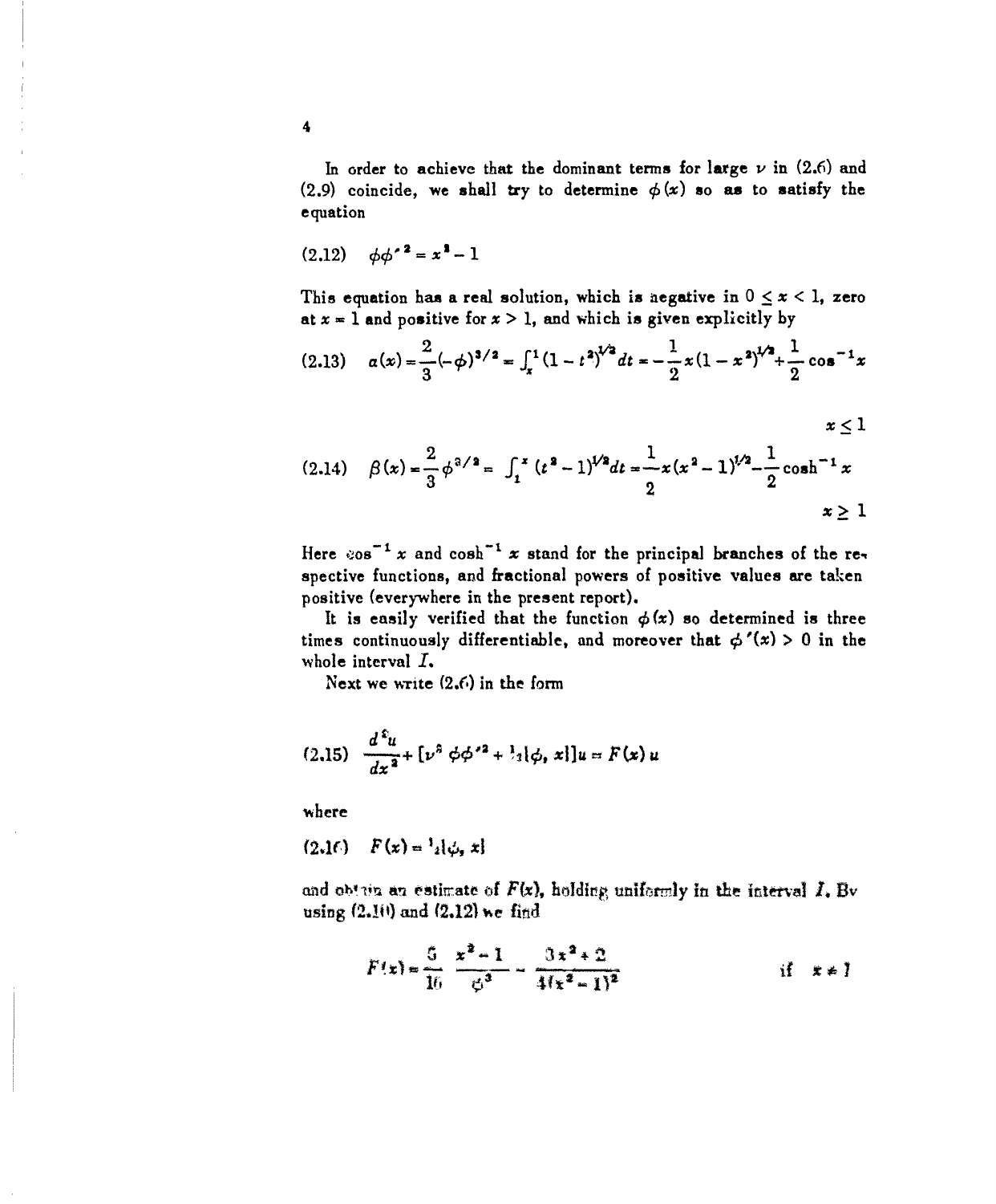In order to achieve that the dominant terms for large $\nu$ in (2.6) and (2.9) coincide, we shall try to determine $\phi(x)$ so as to satisfy the equation

$$(2.12) \quad \phi\phi'^2 = x^2 - 1$$

This equation has a real solution, which is negative in $0 \leq x < 1$, zero at $x = 1$ and positive for $x > 1$, and which is given explicitly by

$$(2.13) \quad \alpha(x) = \frac{2}{3}(-\phi)^{3/2} = \int_x^1 (1-t^2)^{1/2} dt = -\frac{1}{2}x(1-x^2)^{1/2} + \frac{1}{2}\cos^{-1}x \qquad x \leq 1$$

$$(2.14) \quad \beta(x) = \frac{2}{3}\phi^{3/2} = \int_1^x (t^2-1)^{1/2} dt = \frac{1}{2}x(x^2-1)^{1/2} - \frac{1}{2}\cosh^{-1}x \qquad x \geq 1$$

Here $\cos^{-1} x$ and $\cosh^{-1} x$ stand for the principal branches of the respective functions, and fractional powers of positive values are taken positive (everywhere in the present report).

It is easily verified that the function $\phi(x)$ so determined is three times continuously differentiable, and moreover that $\phi'(x) > 0$ in the whole interval $I$.

Next we write (2.6) in the form

$$(2.15) \quad \frac{d^2u}{dx^2} + [\nu^2 \phi\phi'^2 + \tfrac{1}{2}\{\phi, x\}]u = F(x)\, u$$

where

$$(2.16) \quad F(x) = \tfrac{1}{2}\{\phi, x\}$$

and obtain an estimate of $F(x)$, holding uniformly in the interval $I$. By using (2.10) and (2.12) we find

$$F(x) = \frac{5}{16}\,\frac{x^2-1}{\phi^3} - \frac{3x^2+2}{4(x^2-1)^2} \qquad \text{if} \quad x \neq 1$$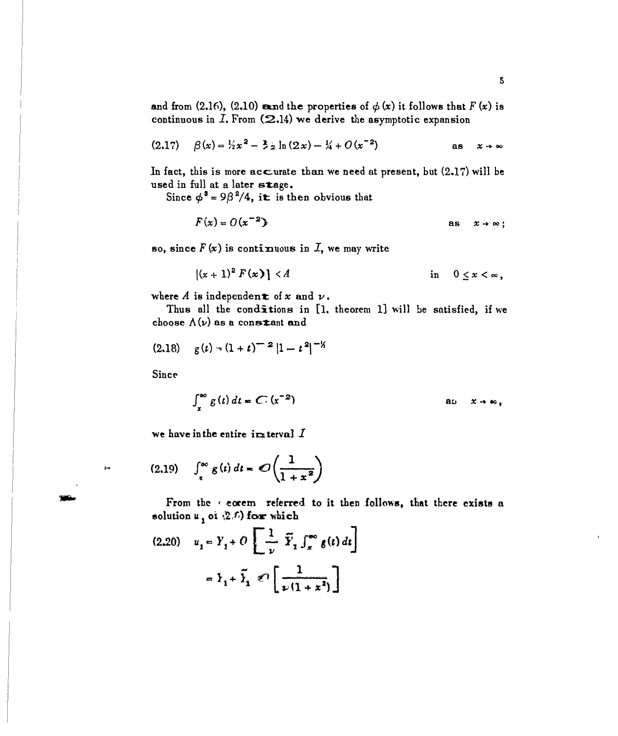and from (2.16), (2.10) and the properties of $\phi(x)$ it follows that $F(x)$ is continuous in $I$. From (2.14) we derive the asymptotic expansion

$$(2.17)\qquad \beta(x) = \tfrac{1}{2}x^2 - \tfrac{1}{2}\ln(2x) - \tfrac{1}{4} + O(x^{-2}) \qquad \text{as} \quad x \to \infty$$

In fact, this is more accurate than we need at present, but (2.17) will be used in full at a later stage.

Since $\phi^3 = 9\beta^2/4$, it is then obvious that

$$F(x) = O(x^{-2}) \qquad \text{as} \quad x \to \infty;$$

so, since $F(x)$ is continuous in $I$, we may write

$$|(x+1)^2 F(x)| < A \qquad \text{in} \quad 0 \leq x < \infty,$$

where $A$ is independent of $x$ and $\nu$.

Thus all the conditions in [1, theorem 1] will be satisfied, if we choose $\Lambda(\nu)$ as a constant and

$$(2.18)\qquad g(t) = (1+t)^{-2}\,|1-t^2|^{-\frac{1}{2}}$$

Since

$$\int_x^\infty g(t)\,dt = O(x^{-2}) \qquad \text{as} \quad x \to \infty,$$

we have in the entire interval $I$

$$(2.19)\qquad \int_x^\infty g(t)\,dt = O\left(\frac{1}{1+x^2}\right)$$

From the theorem referred to it then follows, that there exists a solution $u_1$ of (2.6) for which

$$(2.20)\qquad u_1 = Y_1 + O\left[\frac{1}{\nu}\,\tilde{Y}_1 \int_x^\infty g(t)\,dt\right]$$

$$= Y_1 + \tilde{Y}_1\, O\left[\frac{1}{\nu(1+x^2)}\right]$$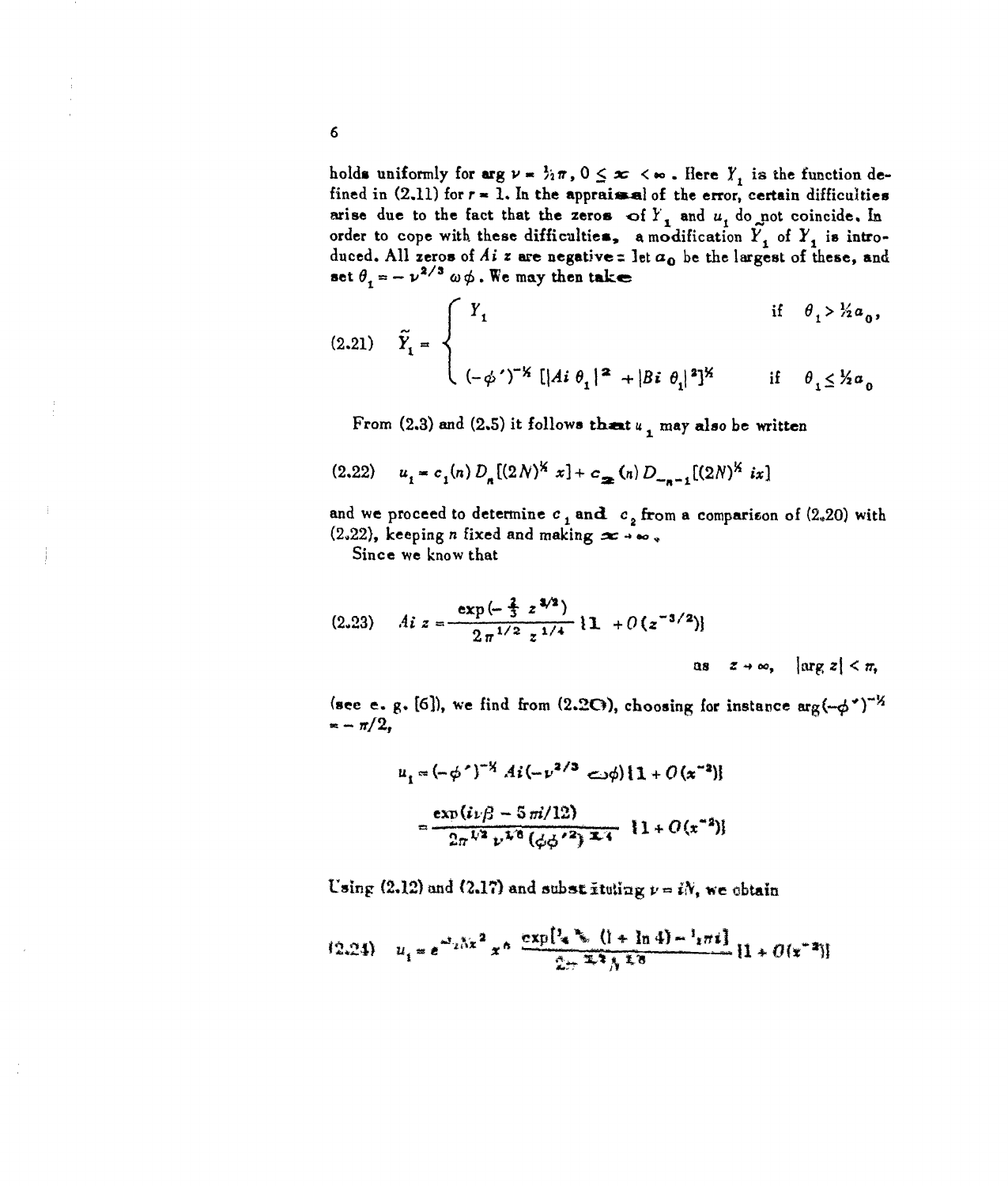holds uniformly for $\arg \nu = \frac{1}{2}\pi$, $0 \leq x < \infty$. Here $Y_1$ is the function defined in (2.11) for $r = 1$. In the appraisal of the error, certain difficulties arise due to the fact that the zeros of $Y_1$ and $u_1$ do not coincide. In order to cope with these difficulties, a modification $\tilde{Y}_1$ of $Y_1$ is introduced. All zeros of $Ai\, z$ are negative: let $a_0$ be the largest of these, and set $\theta_1 = -\nu^{2/3}\omega\phi$. We may then take

$$
(2.21) \qquad \tilde{Y}_1 = \begin{cases} Y_1 & \text{if} \quad \theta_1 > \frac{1}{2}a_0, \\ (-\phi')^{-\frac{1}{2}} \left[ |Ai\, \theta_1|^2 + |Bi\, \theta_1|^2 \right]^{\frac{1}{2}} & \text{if} \quad \theta_1 \leq \frac{1}{2}a_0 \end{cases}
$$

From (2.3) and (2.5) it follows that $u_1$ may also be written

$$
(2.22) \qquad u_1 = c_1(n)\, D_n[(2N)^{\frac{1}{2}} x] + c_2(n)\, D_{-n-1}[(2N)^{\frac{1}{2}} ix]
$$

and we proceed to determine $c_1$ and $c_2$ from a comparison of (2.20) with (2.22), keeping $n$ fixed and making $x \to \infty$.

Since we know that

$$
(2.23) \qquad Ai\, z = \frac{\exp(-\frac{2}{3} z^{3/2})}{2\pi^{1/2} z^{1/4}} \{1 + O(z^{-3/2})\} \qquad \text{as} \quad z \to \infty, \quad |\arg z| < \pi,
$$

(see e. g. [6]), we find from (2.20), choosing for instance $\arg(-\phi')^{-\frac{1}{2}} = -\pi/2$,

$$
\begin{aligned}
u_1 &= (-\phi')^{-\frac{1}{2}} Ai(-\nu^{2/3}\omega\phi)\{1 + O(x^{-2})\} \\
&= \frac{\exp(i\nu\beta - 5\pi i/12)}{2\pi^{1/2}\nu^{1/6}(\phi\phi'^2)^{1/4}}\{1 + O(x^{-2})\}
\end{aligned}
$$

Using (2.12) and (2.17) and substituting $\nu = iN$, we obtain

$$
(2.24) \qquad u_1 = e^{-\frac{1}{2}Nx^2} x^n \frac{\exp[\frac{1}{4}N(1 + \ln 4) - \frac{1}{2}\pi i]}{2\pi^{\frac{1}{2}} N^{\frac{1}{6}}} \{1 + O(x^{-2})\}
$$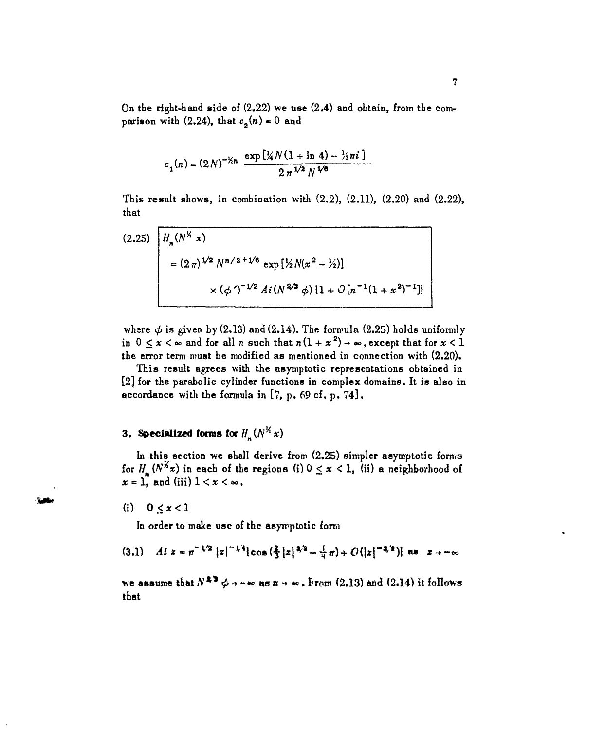On the right-hand side of (2.22) we use (2.4) and obtain, from the comparison with (2.24), that $c_2(n) = 0$ and

$$c_1(n) = (2N)^{-\frac{1}{2}n} \frac{\exp[\frac{1}{4}N(1 + \ln 4) - \frac{1}{2}\pi i]}{2\pi^{1/2} N^{1/6}}$$

This result shows, in combination with (2.2), (2.11), (2.20) and (2.22), that

$$\begin{aligned}(2.25)\quad & H_n(N^{\frac{1}{2}} x) \\ & = (2\pi)^{1/2} N^{n/2+1/6} \exp[\tfrac{1}{2}N(x^2 - \tfrac{1}{2})] \\ & \quad \times (\phi')^{-1/2} Ai(N^{2/3} \phi)\{1 + O[n^{-1}(1 + x^2)^{-1}]\}\end{aligned}$$

where $\phi$ is given by (2.13) and (2.14). The formula (2.25) holds uniformly in $0 \le x < \infty$ and for all $n$ such that $n(1 + x^2) \to \infty$, except that for $x < 1$ the error term must be modified as mentioned in connection with (2.20).

This result agrees with the asymptotic representations obtained in [2] for the parabolic cylinder functions in complex domains. It is also in accordance with the formula in [7, p. 69 cf. p. 74].

## 3. Specialized forms for $H_n(N^{\frac{1}{2}} x)$

In this section we shall derive from (2.25) simpler asymptotic forms for $H_n(N^{\frac{1}{2}}x)$ in each of the regions (i) $0 \le x < 1$, (ii) a neighborhood of $x = 1$, and (iii) $1 < x < \infty$.

(i) $0 \le x < 1$

In order to make use of the asymptotic form

$$(3.1)\quad Ai\, z = \pi^{-1/2} |z|^{-1/4} \{\cos(\tfrac{2}{3}|z|^{3/2} - \tfrac{1}{4}\pi) + O(|z|^{-3/2})\} \text{ as } z \to -\infty$$

we assume that $N^{2/3} \phi \to -\infty$ as $n \to \infty$. From (2.13) and (2.14) it follows that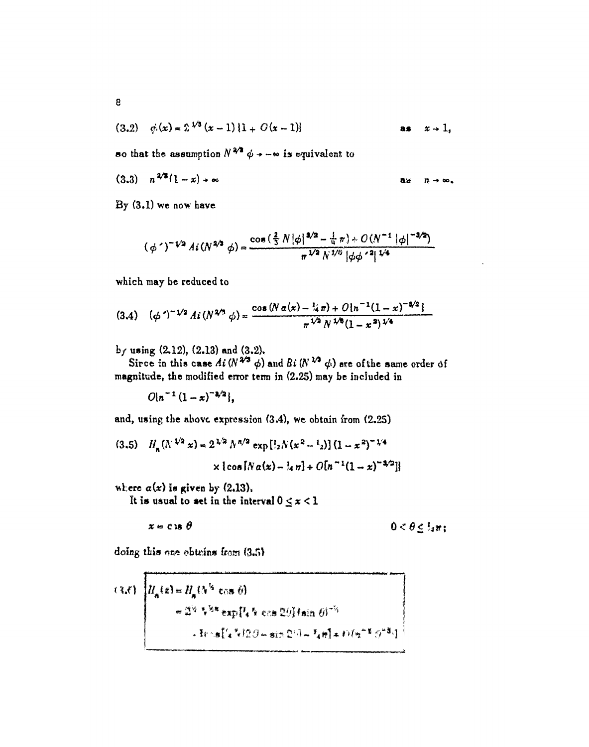$$(3.2)\quad \phi(x) = 2^{1/3}(x-1)\{1 + O(x-1)\} \qquad \text{as} \quad x \to 1,$$

so that the assumption $N^{2/3}\phi \to -\infty$ is equivalent to

$$(3.3)\quad n^{2/3}(1-x) \to \infty \qquad \text{as} \quad n \to \infty.$$

By (3.1) we now have

$$(\phi')^{-1/2} Ai(N^{2/3}\phi) = \frac{\cos(\frac{2}{3}N|\phi|^{3/2} - \frac{1}{4}\pi) + O(N^{-1}|\phi|^{-3/2})}{\pi^{1/2} N^{1/6} |\phi\phi'^2|^{1/4}}$$

which may be reduced to

$$(3.4)\quad (\phi')^{-1/2} Ai(N^{2/3}\phi) = \frac{\cos(N\alpha(x) - \frac{1}{4}\pi) + O\{n^{-1}(1-x)^{-3/2}\}}{\pi^{1/2} N^{1/6}(1-x^2)^{1/4}}$$

by using (2.12), (2.13) and (3.2).

Since in this case $Ai(N^{2/3}\phi)$ and $Bi(N^{1/3}\phi)$ are of the same order of magnitude, the modified error term in (2.25) may be included in

$$O\{n^{-1}(1-x)^{-3/2}\},$$

and, using the above expression (3.4), we obtain from (2.25)

$$(3.5)\quad H_n(N^{1/2}x) = 2^{1/2} N^{n/2} \exp[\tfrac{1}{2}N(x^2 - \tfrac{1}{2})](1-x^2)^{-1/4} \times \{\cos[N\alpha(x) - \tfrac{1}{4}\pi] + O[n^{-1}(1-x)^{-3/2}]\}$$

where $\alpha(x)$ is given by (2.13).

It is usual to set in the interval $0 \le x < 1$

$$x = \cos\theta \qquad 0 < \theta \le \tfrac{1}{2}\pi;$$

doing this one obtains from (3.5)

$$(3.6)\quad \begin{aligned} H_n(z) &= H_n(N^{1/2}\cos\theta) \\ &= 2^{1/2} N^{n/2} \exp[\tfrac{1}{4}N\cos 2\theta](\sin\theta)^{-1/2} \\ &\quad \cdot \{\cos[\tfrac{1}{4}N(2\theta - \sin 2\theta) - \tfrac{1}{4}\pi] + O(n^{-1}\theta^{-3})\} \end{aligned}$$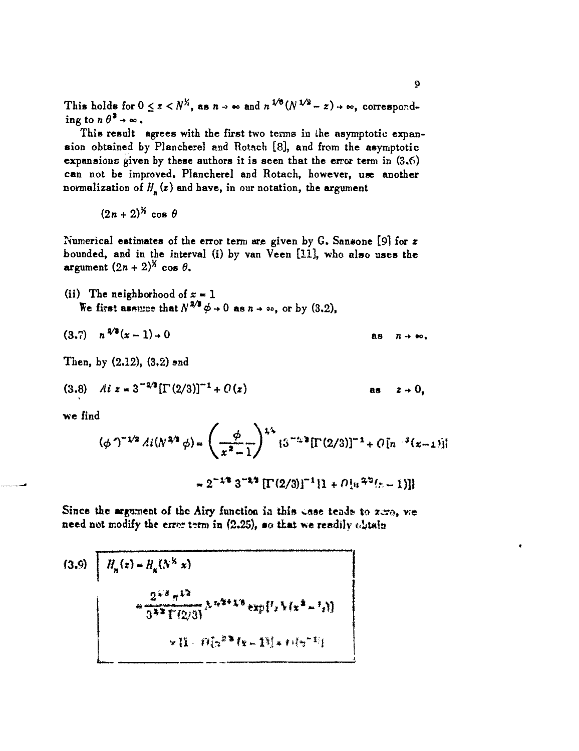This holds for $0 \le z < N^{1/2}$, as $n \to \infty$ and $n^{1/6}(N^{1/2} - z) \to \infty$, corresponding to $n\theta^3 \to \infty$.

This result agrees with the first two terms in the asymptotic expansion obtained by Plancherel and Rotach [8], and from the asymptotic expansions given by these authors it is seen that the error term in (3.6) can not be improved. Plancherel and Rotach, however, use another normalization of $H_n(z)$ and have, in our notation, the argument

$$(2n+2)^{1/2} \cos\theta$$

Numerical estimates of the error term are given by G. Sansone [9] for $z$ bounded, and in the interval (i) by van Veen [11], who also uses the argument $(2n+2)^{1/2}\cos\theta$.

(ii) The neighborhood of $x = 1$

We first assume that $N^{2/3}\phi \to 0$ as $n \to \infty$, or by (3.2),

$$(3.7) \quad n^{2/3}(x-1) \to 0 \qquad \text{as} \quad n \to \infty.$$

Then, by (2.12), (3.2) and

$$(3.8) \quad Ai\, z = 3^{-2/3}[\Gamma(2/3)]^{-1} + O(z) \qquad \text{as} \quad z \to 0,$$

we find

$$(\phi')^{-1/2} Ai(N^{2/3}\phi) = \left(\frac{\phi}{x^2-1}\right)^{1/4} \{3^{-2/3}[\Gamma(2/3)]^{-1} + O[n^{2/3}(x-1)]\}$$

$$= 2^{-1/6}\, 3^{-2/3}\, [\Gamma(2/3)]^{-1}\{1 + O[n^{2/3}(x-1)]\}$$

Since the argument of the Airy function in this case tends to zero, we need not modify the error term in (2.25), so that we readily obtain

$$(3.9) \quad \boxed{\begin{aligned} H_n(z) &= H_n(N^{1/2}x) \\ &= \frac{2^{1/3}\pi^{1/2}}{3^{2/3}\Gamma(2/3)} N^{n/2+1/6} \exp[\tfrac{1}{2}N(x^2-\tfrac{1}{2})] \\ &\quad \times \{1 + O[n^{2/3}(x-1)] + O(n^{-1})\} \end{aligned}}$$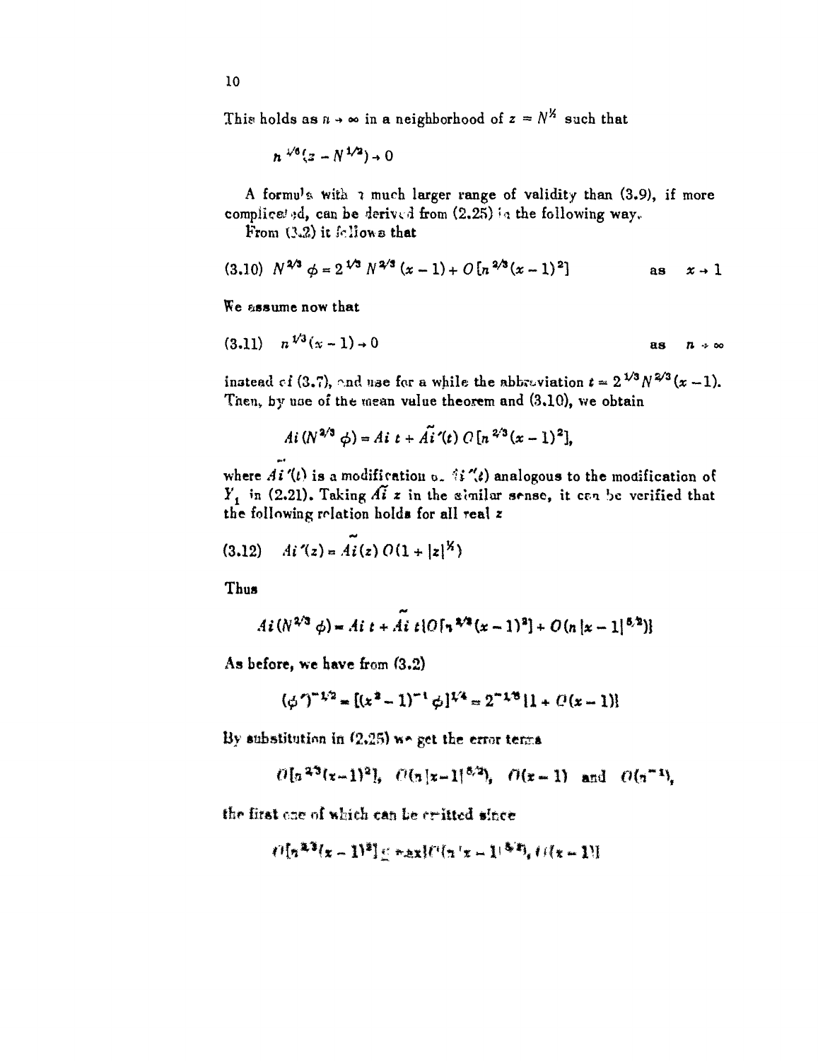This holds as $n \to \infty$ in a neighborhood of $z = N^{1/2}$ such that

$$n^{1/6}(z - N^{1/2}) \to 0$$

A formula with a much larger range of validity than (3.9), if more complicated, can be derived from (2.25) in the following way.

From (3.2) it follows that

$$(3.10) \quad N^{2/3}\, \phi = 2^{1/3}\, N^{2/3}\,(x-1) + O[n^{2/3}(x-1)^2] \qquad \text{as} \quad x \to 1$$

We assume now that

$$(3.11) \quad n^{1/3}(x-1) \to 0 \qquad \text{as} \quad n \to \infty$$

instead of (3.7), and use for a while the abbreviation $t = 2^{1/3} N^{2/3}(x-1)$. Then, by use of the mean value theorem and (3.10), we obtain

$$Ai\,(N^{2/3}\,\phi) = Ai\; t + \tilde{Ai}'(t)\; O\,[n^{2/3}(x-1)^2],$$

where $\tilde{Ai}'(t)$ is a modification of $Ai'(t)$ analogous to the modification of $Y_1$ in (2.21). Taking $\tilde{Ai}\; z$ in the similar sense, it can be verified that the following relation holds for all real $z$

$$(3.12) \quad Ai'(z) = \tilde{Ai}(z)\; O(1 + |z|^{1/2})$$

Thus

$$Ai\,(N^{2/3}\,\phi) = Ai\; t + \tilde{Ai}\; t\{O[n^{2/3}(x-1)^2] + O(n\,|x-1|^{5/2})\}$$

As before, we have from (3.2)

$$(\phi')^{-1/2} = [(x^2-1)^{-1}\,\phi]^{1/4} = 2^{-1/3}\{1 + O(x-1)\}$$

By substitution in (2.25) we get the error terms

$$O[n^{2/3}(x-1)^2], \quad O(n\,|x-1|^{5/2}), \quad O(x-1) \quad \text{and} \quad O(n^{-1}),$$

the first one of which can be omitted since

$$O[n^{2/3}(x-1)^2] \leq \max\{O(n\,|x-1|^{5/2}),\, O(x-1)\}$$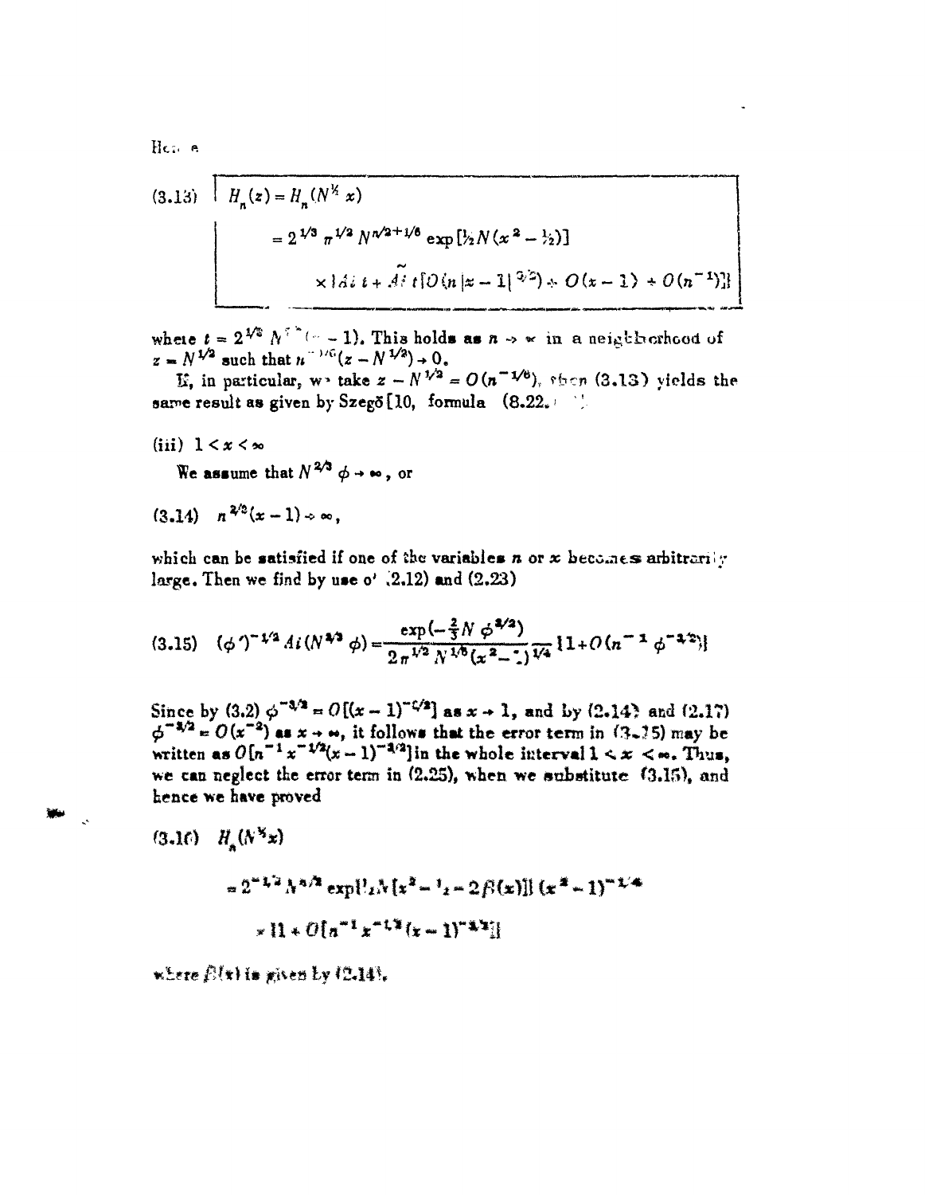Hence

$$(3.13)\quad \boxed{\begin{aligned} H_n(z) &= H_n(N^{1/2} x) \\ &= 2^{1/3}\, \pi^{1/2}\, N^{n/2+1/6} \exp[\tfrac{1}{2} N (x^2 - \tfrac{1}{2})] \\ &\qquad \times \{ Ai\, t + \widetilde{Ai}\, t\, [O(n\,|x-1|^{3/2}) + O(x-1) + O(n^{-1})] \} \end{aligned}}$$

where $t = 2^{1/3} N^{2/3}(x-1)$. This holds as $n \to \infty$ in a neighborhood of $z = N^{1/2}$ such that $n^{-1/6}(z - N^{1/2}) \to 0$.

If, in particular, we take $z - N^{1/2} = O(n^{-1/6})$, then (3.13) yields the same result as given by Szegő [10, formula (8.22.

(iii) $1 < x < \infty$

We assume that $N^{2/3}\phi \to \infty$, or

$$(3.14)\quad n^{2/3}(x-1) \to \infty,$$

which can be satisfied if one of the variables $n$ or $x$ becomes arbitrarily large. Then we find by use of (2.12) and (2.23)

$$(3.15)\quad (\phi')^{-1/2} Ai(N^{2/3}\phi) = \frac{\exp(-\frac{2}{3} N\, \phi^{3/2})}{2\pi^{1/2} N^{1/6} (x^2 - 1)^{1/4}} \{1 + O(n^{-1}\phi^{-3/2})\}$$

Since by (3.2) $\phi^{-3/2} = O[(x-1)^{-3/2}]$ as $x \to 1$, and by (2.14) and (2.17) $\phi^{-3/2} = O(x^{-2})$ as $x \to \infty$, it follows that the error term in (3.15) may be written as $O[n^{-1} x^{-1/2} (x-1)^{-3/2}]$ in the whole interval $1 < x < \infty$. Thus, we can neglect the error term in (2.25), when we substitute (3.15), and hence we have proved

$$(3.16)\quad \begin{aligned} H_n(N^{1/2}x) &= 2^{-1/2} N^{n/2} \exp\{\tfrac{1}{2} N [x^2 - \tfrac{1}{2} - 2\beta(x)]\} (x^2 - 1)^{-1/4} \\ &\quad \times \{1 + O[n^{-1} x^{-1/2} (x-1)^{-3/2}]\} \end{aligned}$$

where $\beta(x)$ is given by (2.14).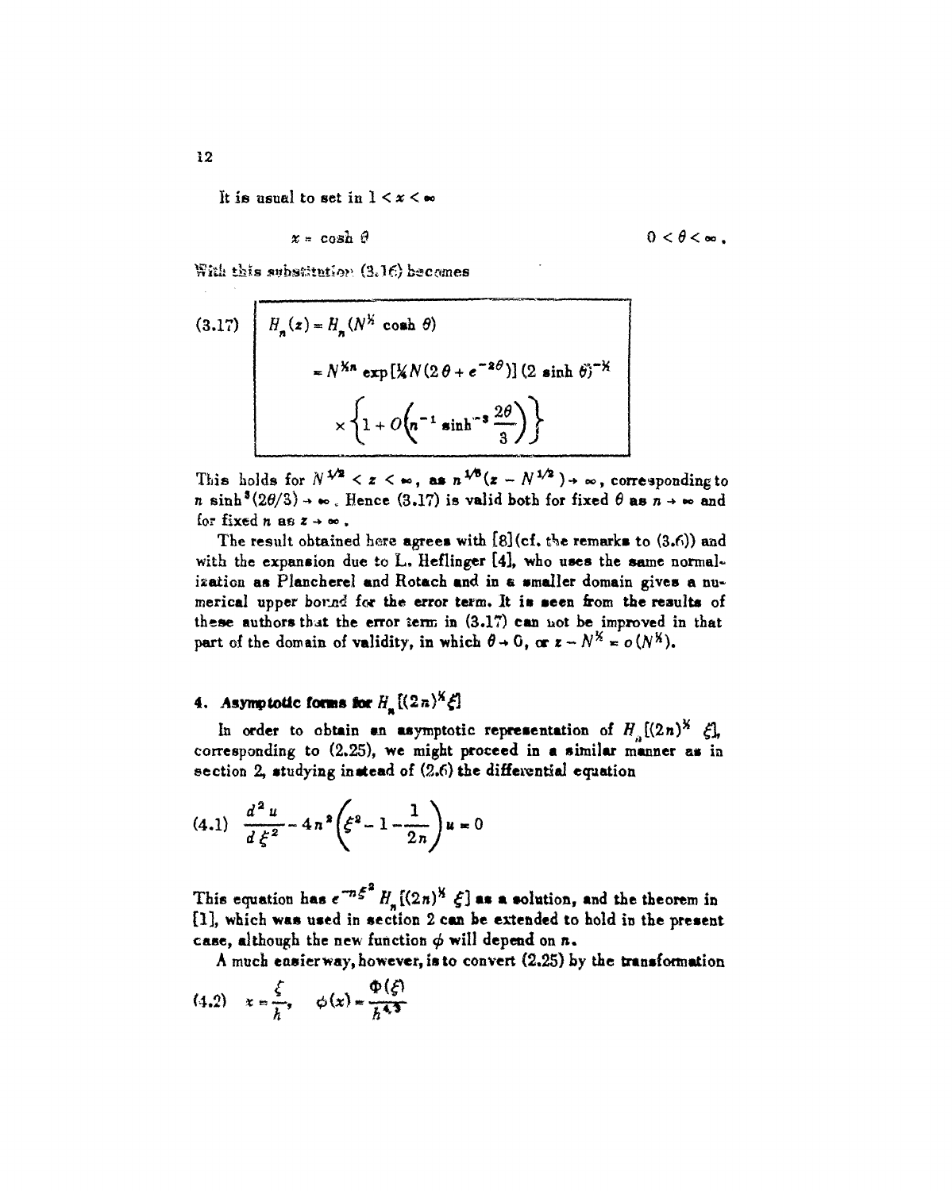It is usual to set in $1 < x < \infty$

$$x = \cosh \theta \qquad\qquad 0 < \theta < \infty .$$

With this substitution (3.16) becomes

$$(3.17) \quad \begin{aligned} H_n(z) &= H_n(N^{1/2} \cosh \theta) \\ &= N^{1/2 n} \exp[\tfrac{1}{4} N(2\theta + e^{-2\theta})] \, (2 \sinh \theta)^{-1/2} \\ &\quad \times \left\{ 1 + O\left(n^{-1} \sinh^{-3} \frac{2\theta}{3}\right) \right\} \end{aligned}$$

This holds for $N^{1/2} < z < \infty$, as $n^{1/6}(z - N^{1/2}) \to \infty$, corresponding to $n \sinh^3(2\theta/3) \to \infty$. Hence (3.17) is valid both for fixed $\theta$ as $n \to \infty$ and for fixed $n$ as $z \to \infty$.

The result obtained here agrees with [8] (cf. the remarks to (3.6)) and with the expansion due to L. Heflinger [4], who uses the same normalization as Plancherel and Rotach and in a smaller domain gives a numerical upper bound for the error term. It is seen from the results of these authors that the error term in (3.17) can not be improved in that part of the domain of validity, in which $\theta \to 0$, or $z - N^{1/2} = o(N^{1/2})$.

## 4. Asymptotic forms for $H_n[(2n)^{1/2} \xi]$

In order to obtain an asymptotic representation of $H_n[(2n)^{1/2} \xi]$, corresponding to (2.25), we might proceed in a similar manner as in section 2, studying instead of (2.6) the differential equation

$$(4.1) \quad \frac{d^2 u}{d \xi^2} - 4n^2 \left( \xi^2 - 1 - \frac{1}{2n} \right) u = 0$$

This equation has $e^{-n\xi^2} H_n[(2n)^{1/2} \xi]$ as a solution, and the theorem in [1], which was used in section 2 can be extended to hold in the present case, although the new function $\phi$ will depend on $n$.

A much easier way, however, is to convert (2.25) by the transformation

$$(4.2) \quad x = \frac{\xi}{h}, \quad \phi(x) = \frac{\Phi(\xi)}{h^{4/3}}$$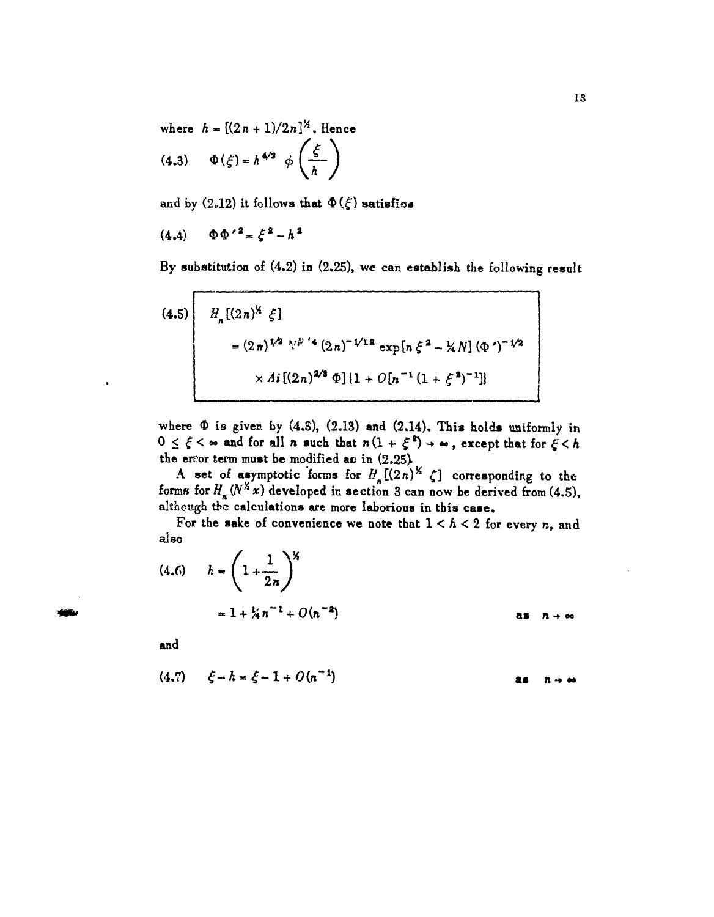where $h = [(2n+1)/2n]^{1/2}$. Hence

$$(4.3) \quad \Phi(\xi) = h^{4/3} \, \phi\left(\frac{\xi}{h}\right)$$

and by (2.12) it follows that $\Phi(\xi)$ satisfies

$$(4.4) \quad \Phi \Phi'^2 = \xi^2 - h^2$$

By substitution of (4.2) in (2.25), we can establish the following result

$$(4.5) \quad H_n[(2n)^{1/2} \xi] = (2\pi)^{1/2} N^{N/4} (2n)^{-1/12} \exp[n\xi^2 - \tfrac{1}{4}N] (\Phi')^{-1/2} \times Ai[(2n)^{2/3} \Phi]\{1 + O[n^{-1}(1+\xi^2)^{-1}]\}$$

where $\Phi$ is given by (4.3), (2.13) and (2.14). This holds uniformly in $0 \le \xi < \infty$ and for all $n$ such that $n(1+\xi^2) \to \infty$, except that for $\xi < h$ the error term must be modified as in (2.25).

A set of asymptotic forms for $H_n[(2n)^{1/2} \zeta]$ corresponding to the forms for $H_n(N^{1/2}x)$ developed in section 3 can now be derived from (4.5), although the calculations are more laborious in this case.

For the sake of convenience we note that $1 < h < 2$ for every $n$, and also

$$(4.6) \quad h = \left(1 + \frac{1}{2n}\right)^{1/2} = 1 + \tfrac{1}{4}n^{-1} + O(n^{-2}) \qquad \text{as } n \to \infty$$

and

$$(4.7) \quad \xi - h = \xi - 1 + O(n^{-1}) \qquad \text{as } n \to \infty$$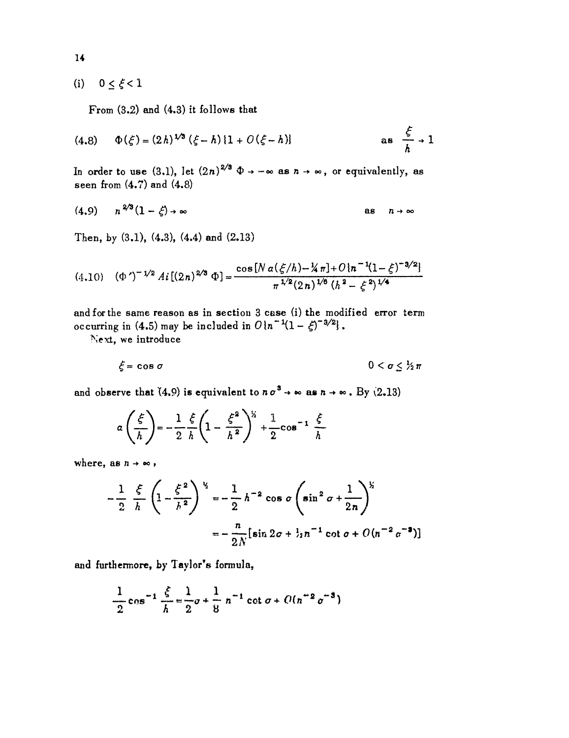(i) $0 \leq \xi < 1$

From (3.2) and (4.3) it follows that

$$(4.8) \quad \Phi(\xi) = (2h)^{1/3}(\xi - h)\{1 + O(\xi - h)\} \qquad \text{as} \quad \frac{\xi}{h} \to 1$$

In order to use (3.1), let $(2n)^{2/3}\Phi \to -\infty$ as $n \to \infty$, or equivalently, as seen from (4.7) and (4.8)

$$(4.9) \quad n^{2/3}(1 - \xi) \to \infty \qquad \text{as} \quad n \to \infty$$

Then, by (3.1), (4.3), (4.4) and (2.13)

$$(4.10) \quad (\Phi')^{-1/2} Ai[(2n)^{2/3}\Phi] = \frac{\cos[N a(\xi/h) - \frac{1}{4}\pi] + O\{n^{-1}(1-\xi)^{-3/2}\}}{\pi^{1/2}(2n)^{1/6}(h^2 - \xi^2)^{1/4}}$$

and for the same reason as in section 3 case (i) the modified error term occurring in (4.5) may be included in $O\{n^{-1}(1 - \xi)^{-3/2}\}$.

Next, we introduce

$$\xi = \cos\sigma \qquad 0 < \sigma \leq \tfrac{1}{2}\pi$$

and observe that (4.9) is equivalent to $n\sigma^3 \to \infty$ as $n \to \infty$. By (2.13)

$$a\left(\frac{\xi}{h}\right) = -\frac{1}{2}\frac{\xi}{h}\left(1 - \frac{\xi^2}{h^2}\right)^{\frac{1}{2}} + \frac{1}{2}\cos^{-1}\frac{\xi}{h}$$

where, as $n \to \infty$,

$$-\frac{1}{2}\frac{\xi}{h}\left(1 - \frac{\xi^2}{h^2}\right)^{\frac{1}{2}} = -\frac{1}{2}h^{-2}\cos\sigma\left(\sin^2\sigma + \frac{1}{2n}\right)^{\frac{1}{2}}$$

$$= -\frac{n}{2N}[\sin 2\sigma + \tfrac{1}{2}n^{-1}\cot\sigma + O(n^{-2}\sigma^{-3})]$$

and furthermore, by Taylor's formula,

$$\frac{1}{2}\cos^{-1}\frac{\xi}{h} = \frac{1}{2}\sigma + \frac{1}{8}n^{-1}\cot\sigma + O(n^{-2}\sigma^{-3})$$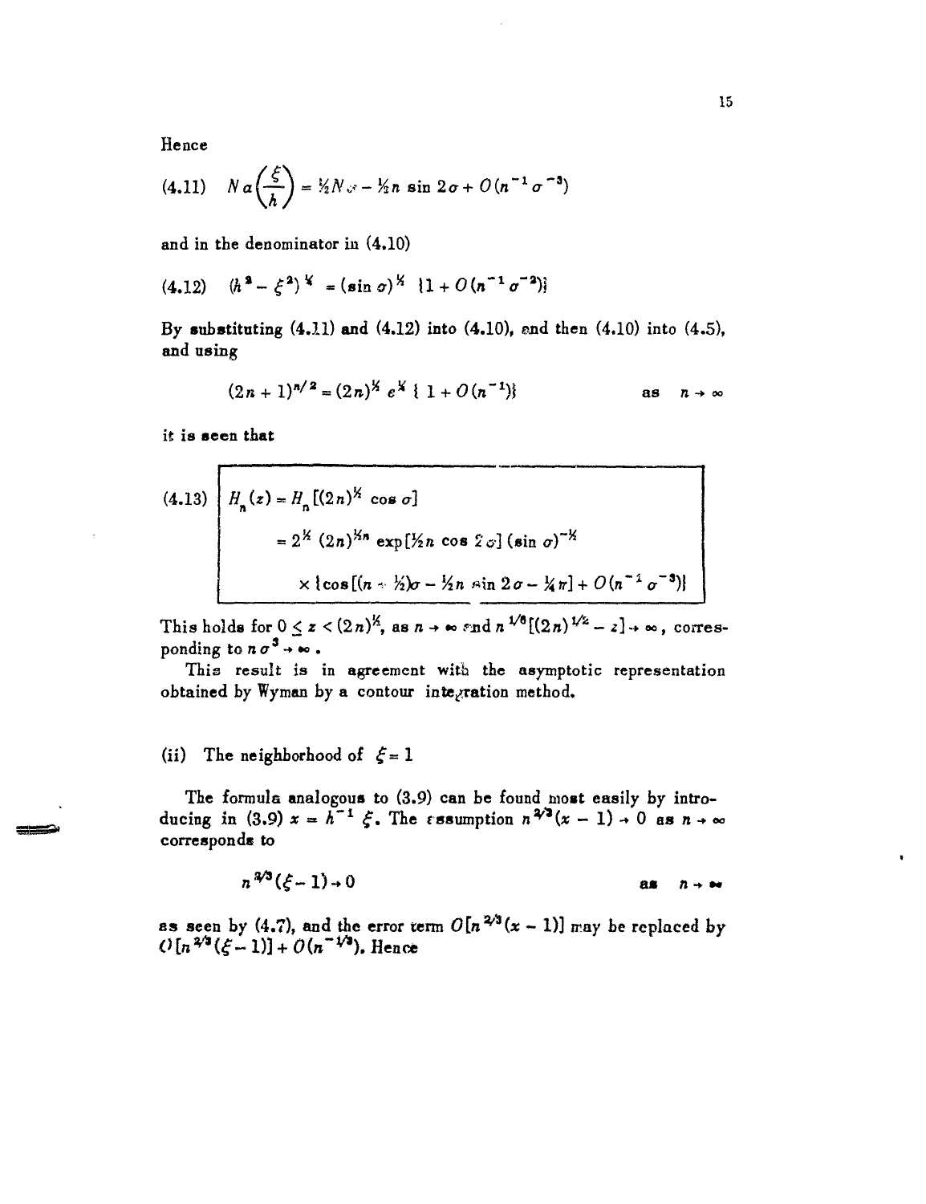Hence

$$(4.11) \quad N\alpha\left(\frac{\xi}{h}\right) = \tfrac{1}{2}N\sigma - \tfrac{1}{2}n \sin 2\sigma + O(n^{-1}\sigma^{-3})$$

and in the denominator in (4.10)

$$(4.12) \quad (h^2 - \xi^2)^{\frac{1}{4}} = (\sin\sigma)^{\frac{1}{2}} \{1 + O(n^{-1}\sigma^{-2})\}$$

By substituting (4.11) and (4.12) into (4.10), and then (4.10) into (4.5), and using

$$(2n+1)^{n/2} = (2n)^{\frac{1}{2}n} e^{\frac{1}{2}} \{1 + O(n^{-1})\} \qquad \text{as} \quad n \to \infty$$

it is seen that

$$(4.13) \quad \begin{aligned} H_n(z) &= H_n[(2n)^{\frac{1}{2}} \cos\sigma] \\ &= 2^{\frac{1}{2}} (2n)^{\frac{1}{2}n} \exp[\tfrac{1}{2}n \cos 2\sigma] (\sin\sigma)^{-\frac{1}{2}} \\ &\quad \times \{\cos[(n+\tfrac{1}{2})\sigma - \tfrac{1}{2}n \sin 2\sigma - \tfrac{1}{4}\pi] + O(n^{-1}\sigma^{-3})\} \end{aligned}$$

This holds for $0 \leq z < (2n)^{\frac{1}{2}}$, as $n \to \infty$ and $n^{1/6}[(2n)^{1/2} - z] \to \infty$, corresponding to $n\sigma^3 \to \infty$.

This result is in agreement with the asymptotic representation obtained by Wyman by a contour integration method.

(ii) The neighborhood of $\xi = 1$

The formula analogous to (3.9) can be found most easily by introducing in (3.9) $x = h^{-1}\xi$. The assumption $n^{2/3}(x-1) \to 0$ as $n \to \infty$ corresponds to

$$n^{2/3}(\xi - 1) \to 0 \qquad \text{as} \quad n \to \infty$$

as seen by (4.7), and the error term $O[n^{2/3}(x-1)]$ may be replaced by $O[n^{2/3}(\xi - 1)] + O(n^{-1/3})$. Hence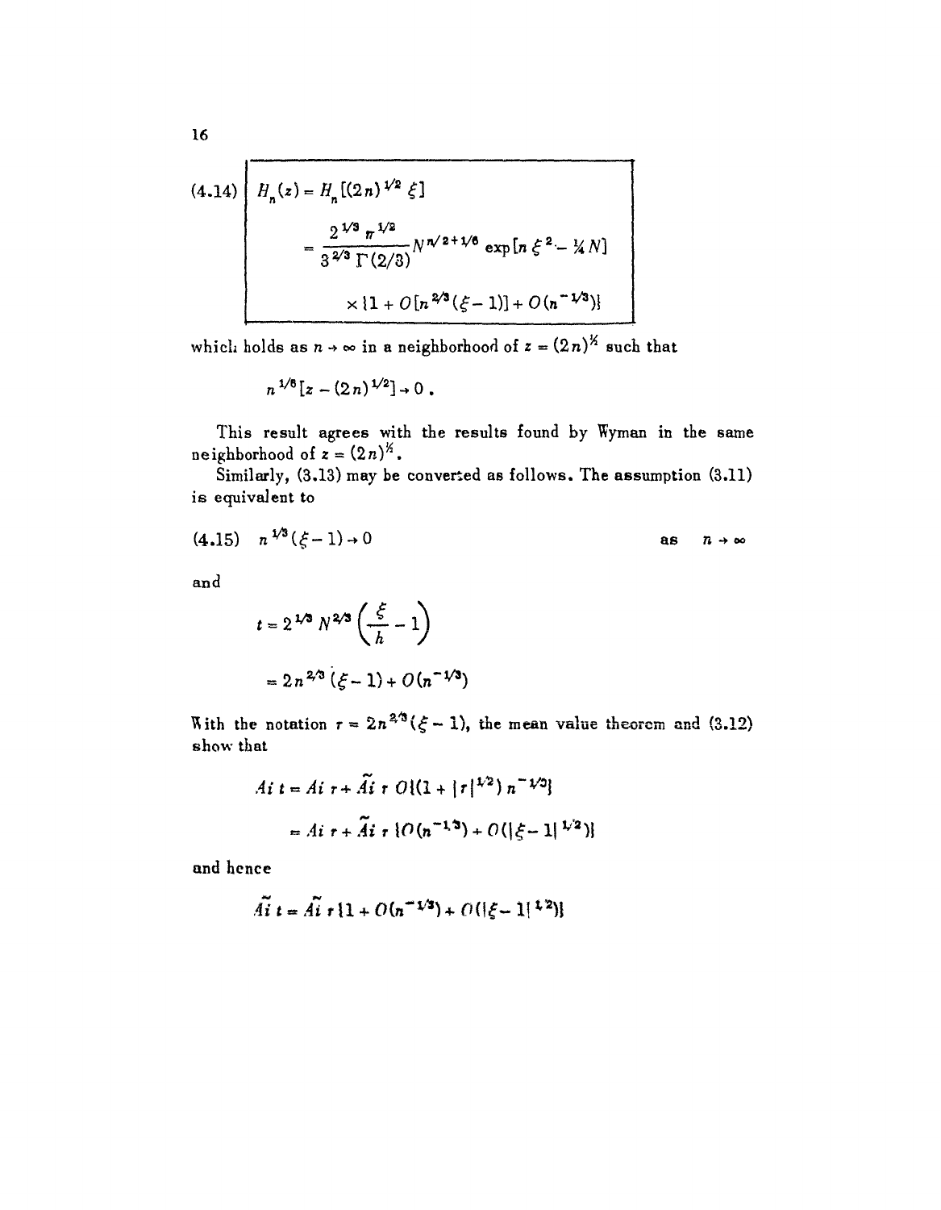$$
(4.14)\quad \boxed{\begin{aligned} H_n(z) &= H_n[(2n)^{1/2}\,\xi] \\ &= \frac{2^{1/3}\,\pi^{1/2}}{3^{2/3}\,\Gamma(2/3)} N^{n/2+1/6} \exp[n\,\xi^2 - \tfrac{1}{4}N] \\ &\quad \times \{1 + O[n^{2/3}(\xi - 1)] + O(n^{-1/3})\} \end{aligned}}
$$

which holds as $n \to \infty$ in a neighborhood of $z = (2n)^{1/2}$ such that

$$
n^{1/6}[z - (2n)^{1/2}] \to 0 .
$$

This result agrees with the results found by Wyman in the same neighborhood of $z = (2n)^{1/2}$.

Similarly, (3.13) may be converted as follows. The assumption (3.11) is equivalent to

$$
(4.15)\quad n^{1/3}(\xi - 1) \to 0 \qquad \text{as} \quad n \to \infty
$$

and

$$
\begin{aligned} t &= 2^{1/3} N^{2/3} \left(\frac{\xi}{h} - 1\right) \\ &= 2n^{2/3}(\xi - 1) + O(n^{-1/3}) \end{aligned}
$$

With the notation $r = 2n^{2/3}(\xi - 1)$, the mean value theorem and (3.12) show that

$$
\begin{aligned} Ai\ t &= Ai\ r + \widetilde{Ai}\ r\ O\{(1 + |r|^{1/2})\, n^{-1/3}\} \\ &= Ai\ r + \widetilde{Ai}\ r\ \{O(n^{-1/3}) + O(|\xi - 1|^{1/2})\} \end{aligned}
$$

and hence

$$
\widetilde{Ai}\ t = \widetilde{Ai}\ r\ \{1 + O(n^{-1/3}) + O(|\xi - 1|^{1/2})\}
$$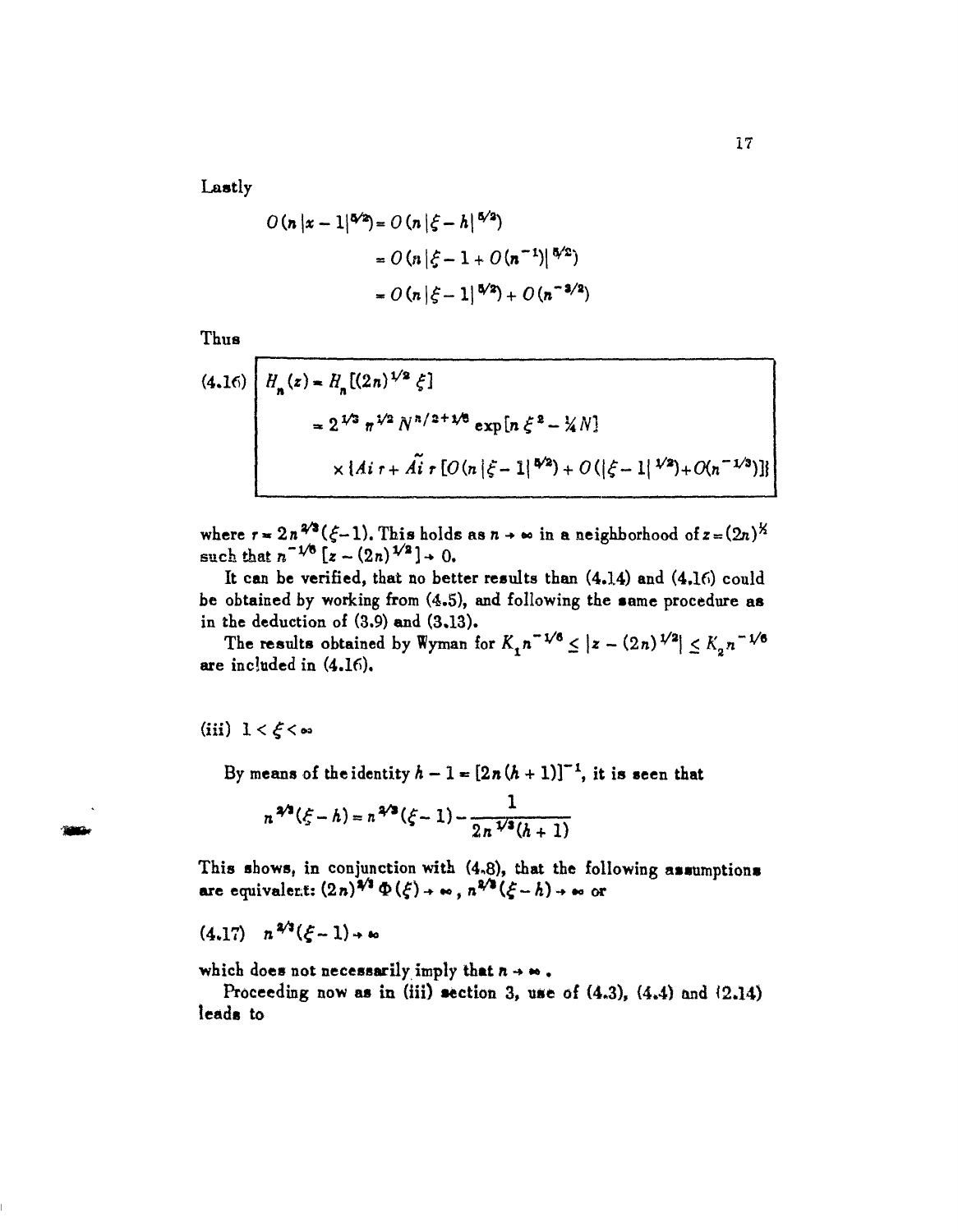Lastly

$$O(n\,|x-1|^{5/2}) = O(n\,|\xi - h|^{5/2})$$
$$= O(n\,|\xi - 1 + O(n^{-1})|^{5/2})$$
$$= O(n\,|\xi - 1|^{5/2}) + O(n^{-3/2})$$

Thus

$$(4.16)\quad \boxed{\begin{aligned} H_n(z) &= H_n[(2n)^{1/2}\,\xi] \\ &= 2^{1/3}\,\pi^{1/2}\,N^{n/2+1/6}\exp[n\,\xi^2 - \tfrac{1}{4}N] \\ &\quad \times \{Ai\,r + \tilde{Ai}\,r\,[O(n\,|\xi-1|^{5/2}) + O(|\xi-1|^{1/2}) + O(n^{-1/3})]\} \end{aligned}}$$

where $r = 2n^{2/3}(\xi-1)$. This holds as $n \to \infty$ in a neighborhood of $z = (2n)^{1/2}$ such that $n^{-1/6}[z - (2n)^{1/2}] \to 0$.

It can be verified, that no better results than (4.14) and (4.16) could be obtained by working from (4.5), and following the same procedure as in the deduction of (3.9) and (3.13).

The results obtained by Wyman for $K_1 n^{-1/6} \leq |z - (2n)^{1/2}| \leq K_2 n^{-1/6}$ are included in (4.16).

(iii) $1 < \xi < \infty$

By means of the identity $h - 1 = [2n(h+1)]^{-1}$, it is seen that

$$n^{2/3}(\xi - h) = n^{2/3}(\xi - 1) - \frac{1}{2n^{1/3}(h+1)}$$

This shows, in conjunction with (4.8), that the following assumptions are equivalent: $(2n)^{2/3}\,\Phi(\xi) \to \infty$, $n^{2/3}(\xi - h) \to \infty$ or

$$(4.17)\quad n^{2/3}(\xi - 1) \to \infty$$

which does not necessarily imply that $n \to \infty$.

Proceeding now as in (iii) section 3, use of (4.3), (4.4) and (2.14) leads to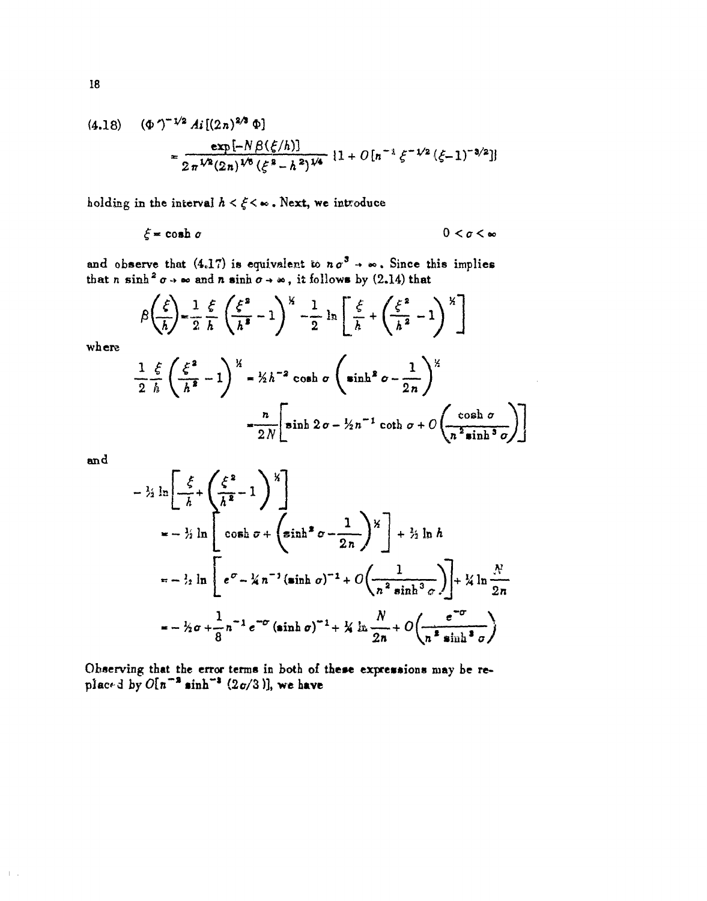$$(4.18)\quad (\Phi')^{-1/2} Ai[(2n)^{2/3}\Phi] = \frac{\exp[-N\beta(\xi/h)]}{2\pi^{1/2}(2n)^{1/6}(\xi^2-h^2)^{1/4}}\{1+O[n^{-1}\xi^{-1/2}(\xi-1)^{-3/2}]\}$$

holding in the interval $h < \xi < \infty$. Next, we introduce

$$\xi = \cosh\sigma \qquad\qquad 0 < \sigma < \infty$$

and observe that (4.17) is equivalent to $n\sigma^3 \to \infty$. Since this implies that $n \sinh^2\sigma \to \infty$ and $n \sinh\sigma \to \infty$, it follows by (2.14) that

$$\beta\left(\frac{\xi}{h}\right) = \frac{1}{2}\frac{\xi}{h}\left(\frac{\xi^2}{h^2}-1\right)^{1/2} - \frac{1}{2}\ln\left[\frac{\xi}{h}+\left(\frac{\xi^2}{h^2}-1\right)^{1/2}\right]$$

where

$$\frac{1}{2}\frac{\xi}{h}\left(\frac{\xi^2}{h^2}-1\right)^{1/2} = \tfrac{1}{2}h^{-2}\cosh\sigma\left(\sinh^2\sigma - \frac{1}{2n}\right)^{1/2}$$

$$= \frac{n}{2N}\left[\sinh 2\sigma - \tfrac{1}{2}n^{-1}\coth\sigma + O\left(\frac{\cosh\sigma}{n^2\sinh^3\sigma}\right)\right]$$

and

$$-\tfrac{1}{2}\ln\left[\frac{\xi}{h}+\left(\frac{\xi^2}{h^2}-1\right)^{1/2}\right]$$

$$= -\tfrac{1}{2}\ln\left[\cosh\sigma + \left(\sinh^2\sigma - \frac{1}{2n}\right)^{1/2}\right] + \tfrac{1}{2}\ln h$$

$$= -\tfrac{1}{2}\ln\left[e^{\sigma} - \tfrac{1}{4}n^{-1}(\sinh\sigma)^{-1} + O\left(\frac{1}{n^2\sinh^3\sigma}\right)\right] + \tfrac{1}{4}\ln\frac{N}{2n}$$

$$= -\tfrac{1}{2}\sigma + \frac{1}{8}n^{-1}e^{-\sigma}(\sinh\sigma)^{-1} + \tfrac{1}{4}\ln\frac{N}{2n} + O\left(\frac{e^{-\sigma}}{n^2\sinh^3\sigma}\right)$$

Observing that the error terms in both of these expressions may be replaced by $O[n^{-2}\sinh^{-3}(2\sigma/3)]$, we have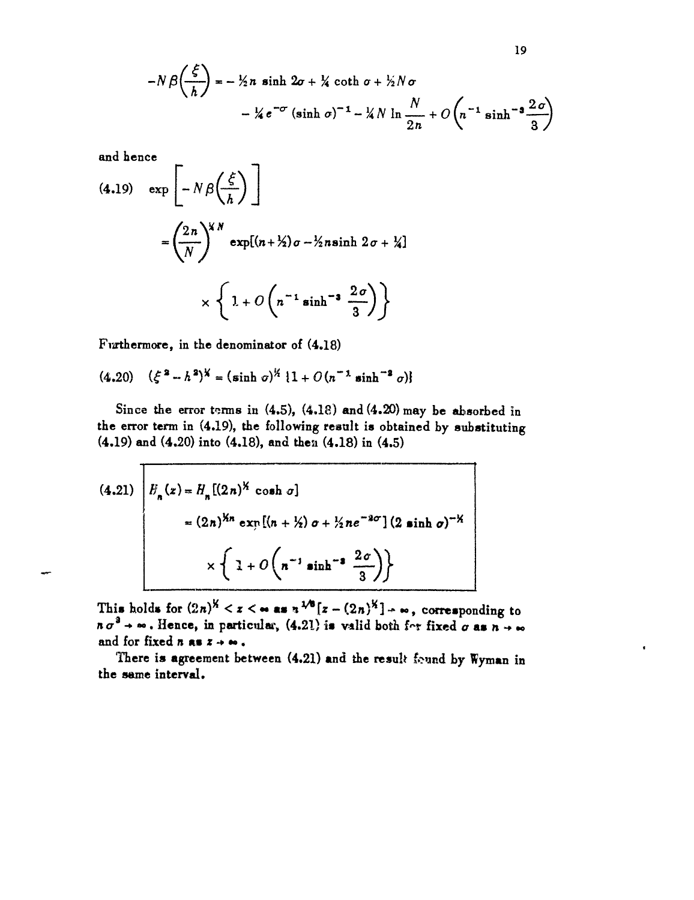$$-N\beta\left(\frac{\xi}{h}\right) = -\tfrac{1}{2}n \sinh 2\sigma + \tfrac{1}{4}\coth\sigma + \tfrac{1}{2}N\sigma$$
$$- \tfrac{1}{4}e^{-\sigma}(\sinh\sigma)^{-1} - \tfrac{1}{4}N \ln\frac{N}{2n} + O\left(n^{-1}\sinh^{-3}\frac{2\sigma}{3}\right)$$

and hence

$$(4.19)\quad \exp\left[-N\beta\left(\frac{\xi}{h}\right)\right]$$
$$= \left(\frac{2n}{N}\right)^{\frac{1}{4}N} \exp[(n+\tfrac{1}{2})\sigma - \tfrac{1}{2}n\sinh 2\sigma + \tfrac{1}{4}]$$
$$\times\left\{1 + O\left(n^{-1}\sinh^{-3}\frac{2\sigma}{3}\right)\right\}$$

Furthermore, in the denominator of (4.18)

$$(4.20)\quad (\xi^2 - h^2)^{\frac{1}{4}} = (\sinh\sigma)^{\frac{1}{2}}\{1 + O(n^{-1}\sinh^{-2}\sigma)\}$$

Since the error terms in (4.5), (4.18) and (4.20) may be absorbed in the error term in (4.19), the following result is obtained by substituting (4.19) and (4.20) into (4.18), and then (4.18) in (4.5)

$$(4.21)\quad \boxed{\begin{aligned} H_n(z) &= H_n[(2n)^{\frac{1}{2}}\cosh\sigma] \\ &= (2n)^{\frac{1}{2}n}\exp[(n+\tfrac{1}{2})\sigma + \tfrac{1}{2}ne^{-2\sigma}](2\sinh\sigma)^{-\frac{1}{2}} \\ &\quad\times\left\{1 + O\left(n^{-1}\sinh^{-3}\frac{2\sigma}{3}\right)\right\}\end{aligned}}$$

This holds for $(2n)^{\frac{1}{2}} < z < \infty$ as $n^{1/6}[z - (2n)^{\frac{1}{2}}] \to \infty$, corresponding to $n\sigma^3 \to \infty$. Hence, in particular, (4.21) is valid both for fixed $\sigma$ as $n \to \infty$ and for fixed $n$ as $z \to \infty$.

There is agreement between (4.21) and the result found by Wyman in the same interval.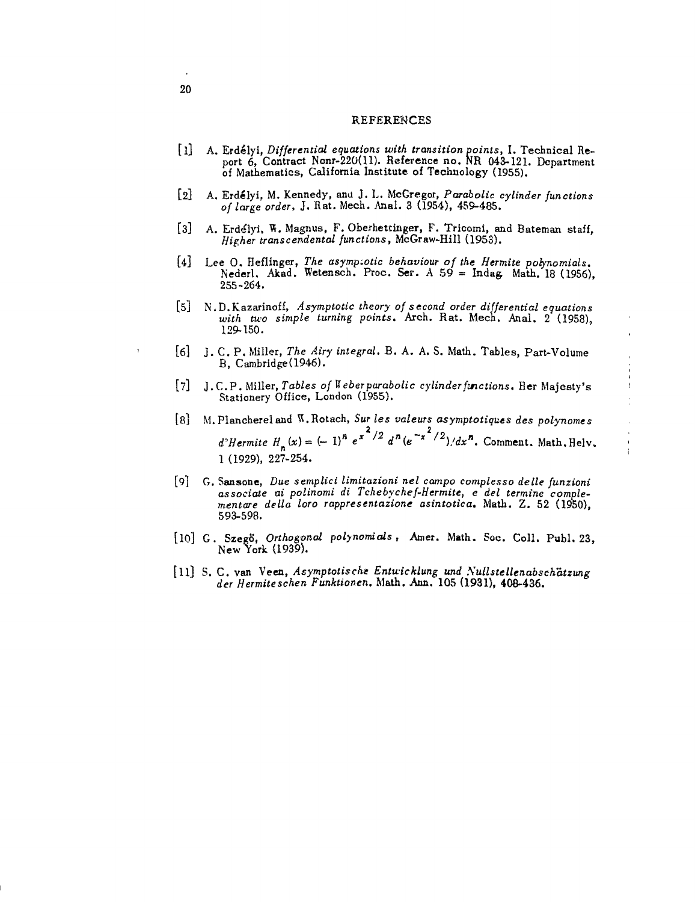## REFERENCES

[1] A. Erdélyi, *Differential equations with transition points*, I. Technical Report 6, Contract Nonr-220(11). Reference no. NR 043-121. Department of Mathematics, California Institute of Technology (1955).

[2] A. Erdélyi, M. Kennedy, and J. L. McGregor, *Parabolic cylinder functions of large order*, J. Rat. Mech. Anal. 3 (1954), 459-485.

[3] A. Erdélyi, W. Magnus, F. Oberhettinger, F. Tricomi, and Bateman staff, *Higher transcendental functions*, McGraw-Hill (1953).

[4] Lee O. Heflinger, *The asymptotic behaviour of the Hermite polynomials*. Nederl. Akad. Wetensch. Proc. Ser. A 59 = Indag. Math. 18 (1956), 255-264.

[5] N. D. Kazarinoff, *Asymptotic theory of second order differential equations with two simple turning points*. Arch. Rat. Mech. Anal. 2 (1958), 129-150.

[6] J. C. P. Miller, *The Airy integral*. B. A. A. S. Math. Tables, Part-Volume B, Cambridge (1946).

[7] J. C. P. Miller, *Tables of Weber parabolic cylinder functions*. Her Majesty's Stationery Office, London (1955).

[8] M. Plancherel and W. Rotach, *Sur les valeurs asymptotiques des polynomes d'Hermite* $H_n(x) = (-1)^n e^{x^2/2} d^n(e^{-x^2/2})/dx^n$. Comment. Math. Helv. 1 (1929), 227-254.

[9] G. Sansone, *Due semplici limitazioni nel campo complesso delle funzioni associate ai polinomi di Tchebychef-Hermite, e del termine complementare della loro rappresentazione asintotica*. Math. Z. 52 (1950), 593-598.

[10] G. Szegö, *Orthogonal polynomials*, Amer. Math. Soc. Coll. Publ. 23, New York (1939).

[11] S. C. van Veen, *Asymptotische Entwicklung und Nullstellenabschätzung der Hermiteschen Funktionen*. Math. Ann. 105 (1931), 408-436.